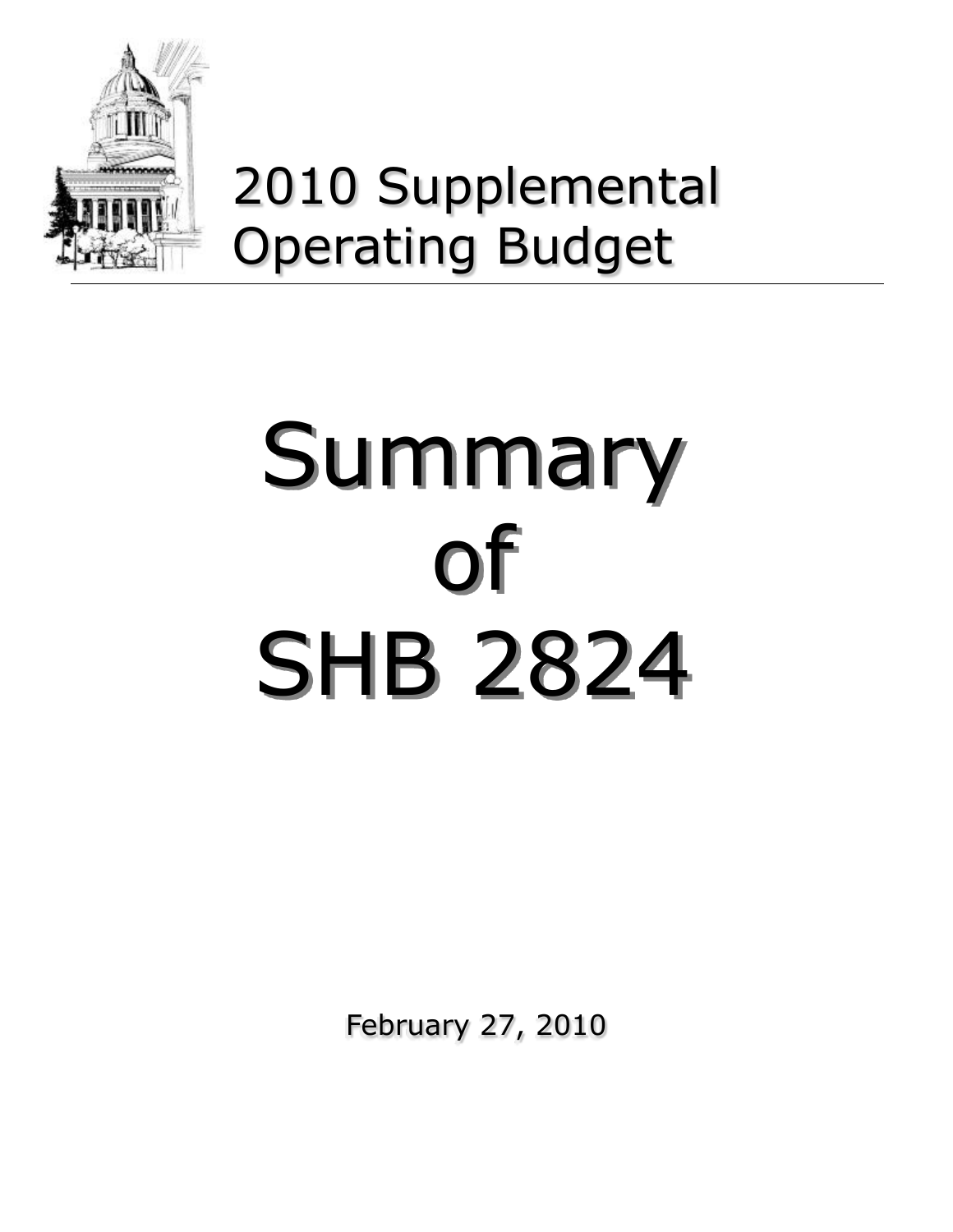# 2010 Supplemental Operating Budget

# Summary of SHB 2824

February 27, 2010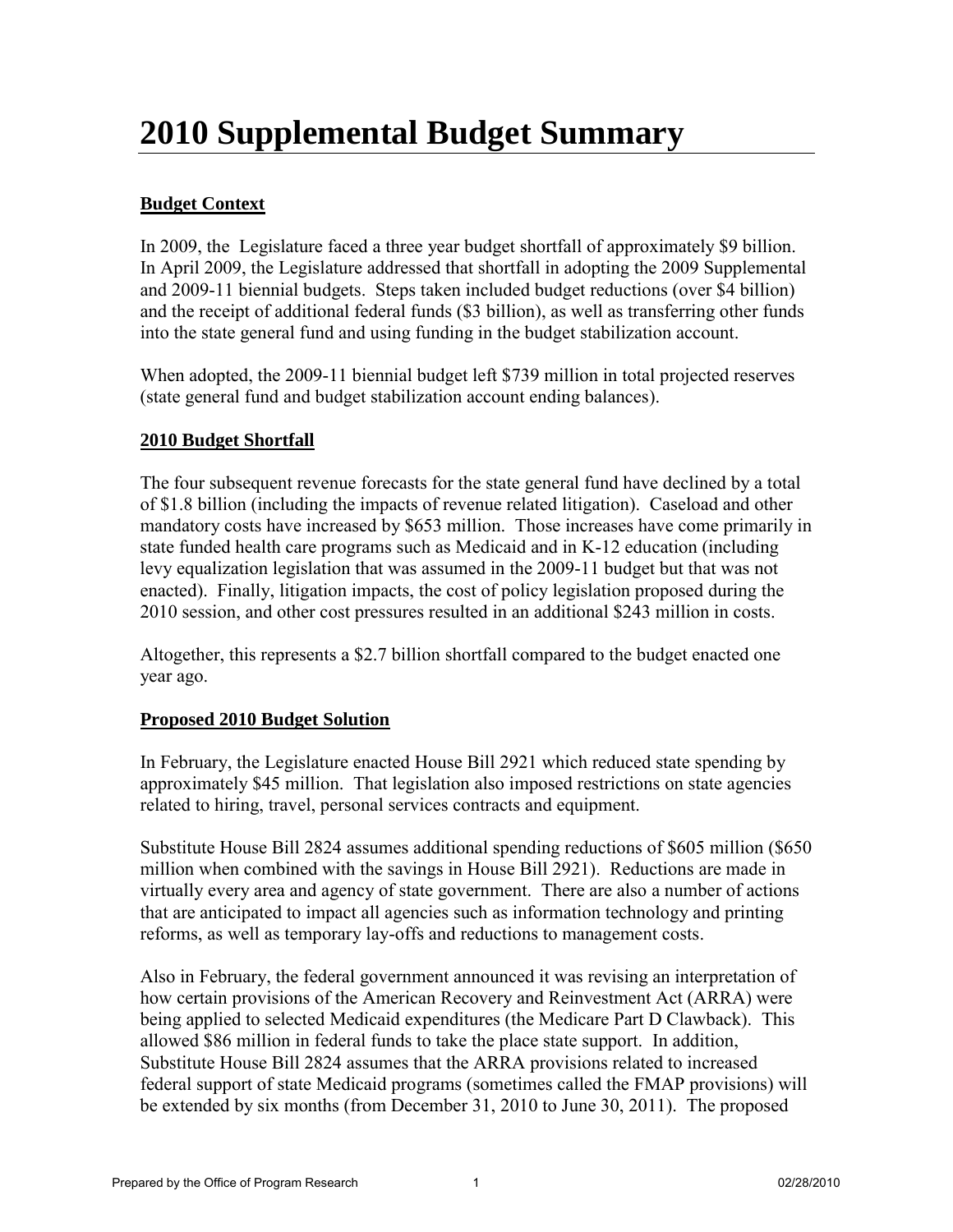# 2010 Supplemental Budget Summary

**Budget Context**

In 2009, the Legislature faced a three year budget shortfall of approximately $9 billion. In April 2009, the Legislature addressed that shortfall in adopting the 2009 Supplemental and 2009-11 biennial budgets. Steps taken included budget reductions (over $4 billion) and the receipt of additional federal funds ($3 billion), as well as transferring other funds into the state general fund and using funding in the budget stabilization account.

When adopted, the 2009-11 biennial budget left $739 million in total projected reserves (state general fund and budget stabilization account ending balances).

**2010 Budget Shortfall**

The four subsequent revenue forecasts for the state general fund have declined by a total of $1.8 billion (including the impacts of revenue related litigation). Caseload and other mandatory costs have increased by $653 million. Those increases have come primarily in state funded health care programs such as Medicaid and in K-12 education (including levy equalization legislation that was assumed in the 2009-11 budget but that was not enacted). Finally, litigation impacts, the cost of policy legislation proposed during the 2010 session, and other cost pressures resulted in an additional $243 million in costs.

Altogether, this represents a $2.7 billion shortfall compared to the budget enacted one year ago.

**Proposed 2010 Budget Solution**

In February, the Legislature enacted House Bill 2921 which reduced state spending by approximately $45 million. That legislation also imposed restrictions on state agencies related to hiring, travel, personal services contracts and equipment.

Substitute House Bill 2824 assumes additional spending reductions of $605 million ($650 million when combined with the savings in House Bill 2921). Reductions are made in virtually every area and agency of state government. There are also a number of actions that are anticipated to impact all agencies such as information technology and printing reforms, as well as temporary lay-offs and reductions to management costs.

Also in February, the federal government announced it was revising an interpretation of how certain provisions of the American Recovery and Reinvestment Act (ARRA) were being applied to selected Medicaid expenditures (the Medicare Part D Clawback). This allowed $86 million in federal funds to take the place state support. In addition, Substitute House Bill 2824 assumes that the ARRA provisions related to increased federal support of state Medicaid programs (sometimes called the FMAP provisions) will be extended by six months (from December 31, 2010 to June 30, 2011). The proposed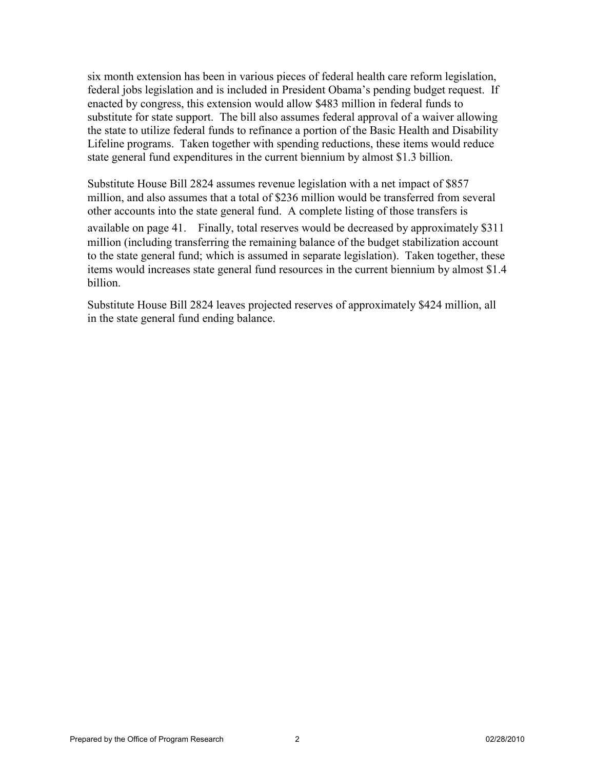six month extension has been in various pieces of federal health care reform legislation, federal jobs legislation and is included in President Obama's pending budget request. If enacted by congress, this extension would allow $483 million in federal funds to substitute for state support. The bill also assumes federal approval of a waiver allowing the state to utilize federal funds to refinance a portion of the Basic Health and Disability Lifeline programs. Taken together with spending reductions, these items would reduce state general fund expenditures in the current biennium by almost $1.3 billion.

Substitute House Bill 2824 assumes revenue legislation with a net impact of $857 million, and also assumes that a total of $236 million would be transferred from several other accounts into the state general fund. A complete listing of those transfers is available on page 41. Finally, total reserves would be decreased by approximately $311 million (including transferring the remaining balance of the budget stabilization account to the state general fund; which is assumed in separate legislation). Taken together, these items would increases state general fund resources in the current biennium by almost $1.4 billion.

Substitute House Bill 2824 leaves projected reserves of approximately $424 million, all in the state general fund ending balance.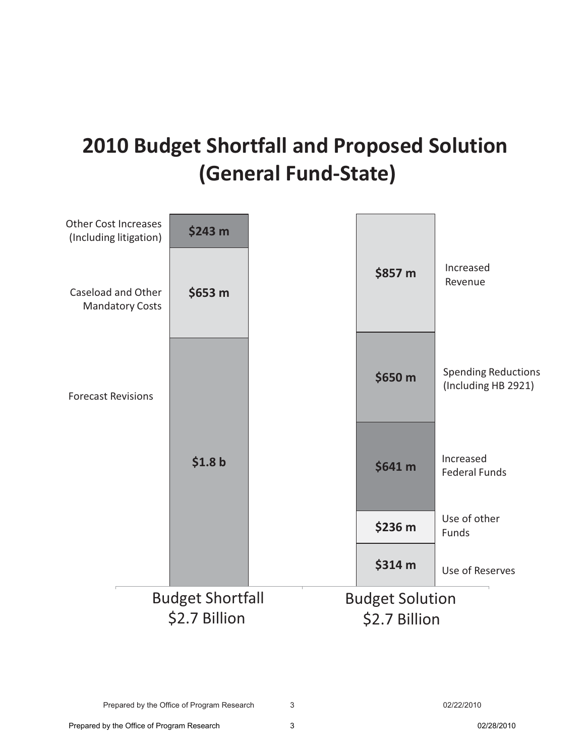# 2010 Budget Shortfall and Proposed Solution (General Fund-State)

Other Cost Increases (Including litigation)
$243 m

Caseload and Other Mandatory Costs
$653 m

Forecast Revisions
$1.8 b

Budget Shortfall
$2.7 Billion

Increased Revenue
$857 m

Spending Reductions (Including HB 2921)
$650 m

Increased Federal Funds
$641 m

Use of other Funds
$236 m

Use of Reserves
$314 m

Budget Solution
$2.7 Billion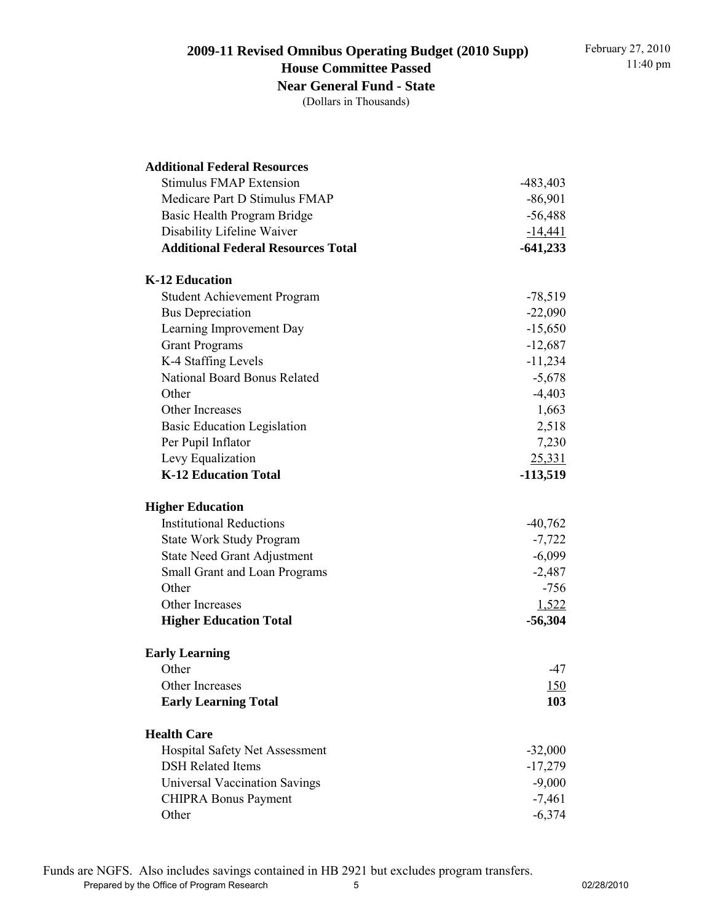# 2009-11 Revised Omnibus Operating Budget (2010 Supp)
## House Committee Passed
## Near General Fund - State
(Dollars in Thousands)

| | |
|---|---|
| **Additional Federal Resources** | |
| Stimulus FMAP Extension | -483,403 |
| Medicare Part D Stimulus FMAP | -86,901 |
| Basic Health Program Bridge | -56,488 |
| Disability Lifeline Waiver | -14,441 |
| **Additional Federal Resources Total** | **-641,233** |
| **K-12 Education** | |
| Student Achievement Program | -78,519 |
| Bus Depreciation | -22,090 |
| Learning Improvement Day | -15,650 |
| Grant Programs | -12,687 |
| K-4 Staffing Levels | -11,234 |
| National Board Bonus Related | -5,678 |
| Other | -4,403 |
| Other Increases | 1,663 |
| Basic Education Legislation | 2,518 |
| Per Pupil Inflator | 7,230 |
| Levy Equalization | 25,331 |
| **K-12 Education Total** | **-113,519** |
| **Higher Education** | |
| Institutional Reductions | -40,762 |
| State Work Study Program | -7,722 |
| State Need Grant Adjustment | -6,099 |
| Small Grant and Loan Programs | -2,487 |
| Other | -756 |
| Other Increases | 1,522 |
| **Higher Education Total** | **-56,304** |
| **Early Learning** | |
| Other | -47 |
| Other Increases | 150 |
| **Early Learning Total** | **103** |
| **Health Care** | |
| Hospital Safety Net Assessment | -32,000 |
| DSH Related Items | -17,279 |
| Universal Vaccination Savings | -9,000 |
| CHIPRA Bonus Payment | -7,461 |
| Other | -6,374 |

Funds are NGFS. Also includes savings contained in HB 2921 but excludes program transfers.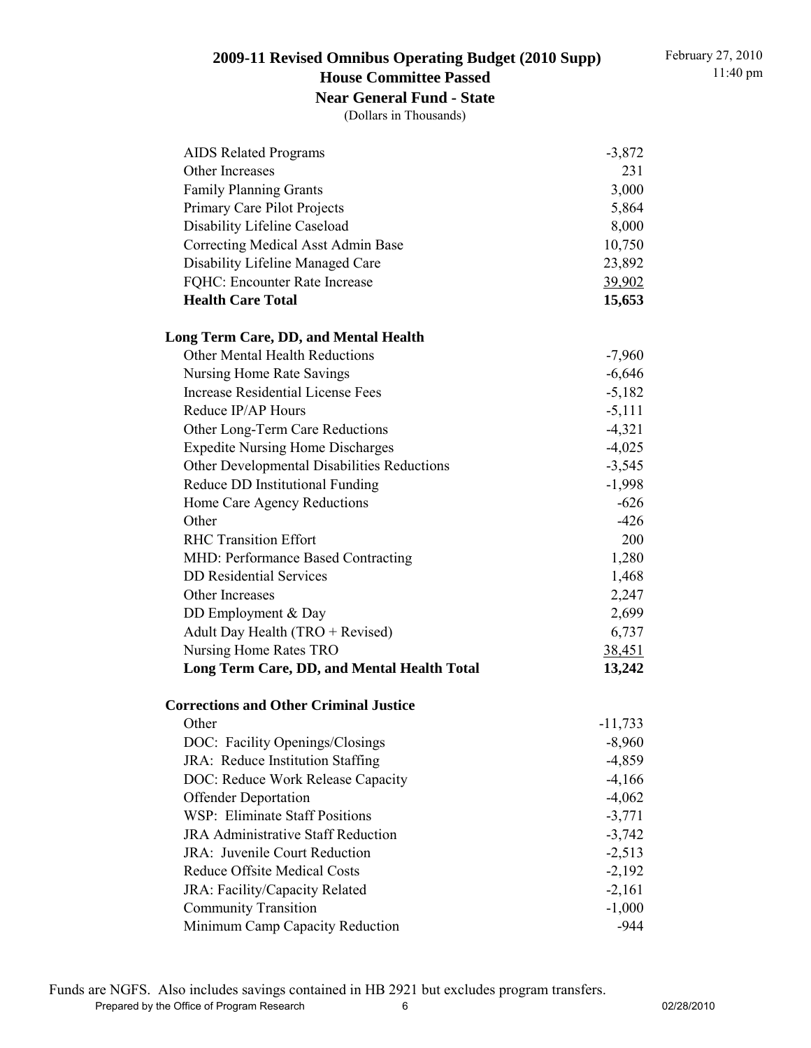# 2009-11 Revised Omnibus Operating Budget (2010 Supp)
## House Committee Passed
## Near General Fund - State
(Dollars in Thousands)

| | |
|---|---|
| AIDS Related Programs | -3,872 |
| Other Increases | 231 |
| Family Planning Grants | 3,000 |
| Primary Care Pilot Projects | 5,864 |
| Disability Lifeline Caseload | 8,000 |
| Correcting Medical Asst Admin Base | 10,750 |
| Disability Lifeline Managed Care | 23,892 |
| FQHC: Encounter Rate Increase | 39,902 |
| **Health Care Total** | **15,653** |
| | |
| **Long Term Care, DD, and Mental Health** | |
| Other Mental Health Reductions | -7,960 |
| Nursing Home Rate Savings | -6,646 |
| Increase Residential License Fees | -5,182 |
| Reduce IP/AP Hours | -5,111 |
| Other Long-Term Care Reductions | -4,321 |
| Expedite Nursing Home Discharges | -4,025 |
| Other Developmental Disabilities Reductions | -3,545 |
| Reduce DD Institutional Funding | -1,998 |
| Home Care Agency Reductions | -626 |
| Other | -426 |
| RHC Transition Effort | 200 |
| MHD: Performance Based Contracting | 1,280 |
| DD Residential Services | 1,468 |
| Other Increases | 2,247 |
| DD Employment & Day | 2,699 |
| Adult Day Health (TRO + Revised) | 6,737 |
| Nursing Home Rates TRO | 38,451 |
| **Long Term Care, DD, and Mental Health Total** | **13,242** |
| | |
| **Corrections and Other Criminal Justice** | |
| Other | -11,733 |
| DOC: Facility Openings/Closings | -8,960 |
| JRA: Reduce Institution Staffing | -4,859 |
| DOC: Reduce Work Release Capacity | -4,166 |
| Offender Deportation | -4,062 |
| WSP: Eliminate Staff Positions | -3,771 |
| JRA Administrative Staff Reduction | -3,742 |
| JRA: Juvenile Court Reduction | -2,513 |
| Reduce Offsite Medical Costs | -2,192 |
| JRA: Facility/Capacity Related | -2,161 |
| Community Transition | -1,000 |
| Minimum Camp Capacity Reduction | -944 |

Funds are NGFS. Also includes savings contained in HB 2921 but excludes program transfers.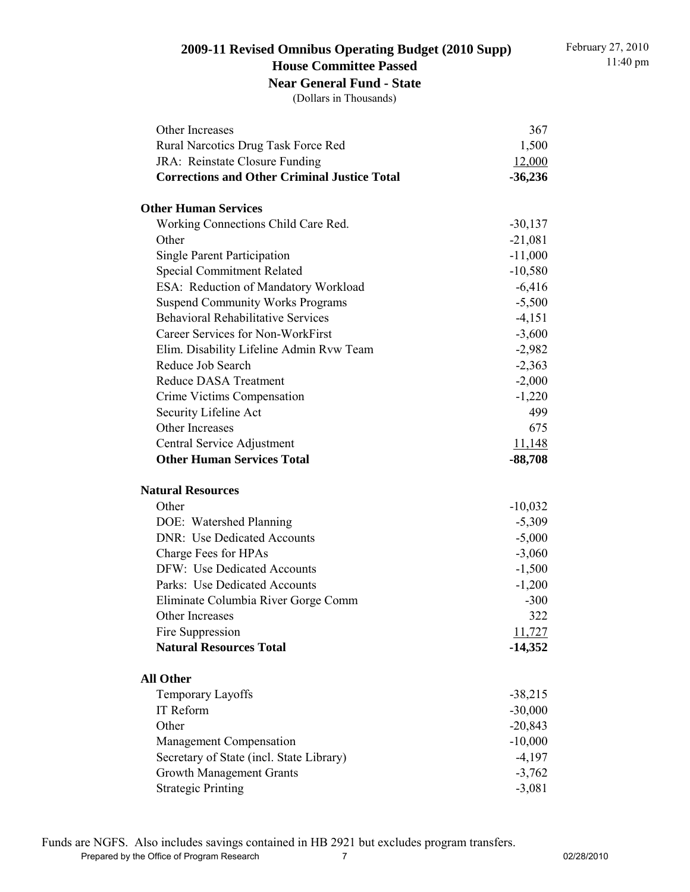# 2009-11 Revised Omnibus Operating Budget (2010 Supp)
## House Committee Passed
### Near General Fund - State
(Dollars in Thousands)

| | |
|---|---|
| Other Increases | 367 |
| Rural Narcotics Drug Task Force Red | 1,500 |
| JRA: Reinstate Closure Funding | 12,000 |
| **Corrections and Other Criminal Justice Total** | **-36,236** |
| | |
| **Other Human Services** | |
| Working Connections Child Care Red. | -30,137 |
| Other | -21,081 |
| Single Parent Participation | -11,000 |
| Special Commitment Related | -10,580 |
| ESA: Reduction of Mandatory Workload | -6,416 |
| Suspend Community Works Programs | -5,500 |
| Behavioral Rehabilitative Services | -4,151 |
| Career Services for Non-WorkFirst | -3,600 |
| Elim. Disability Lifeline Admin Rvw Team | -2,982 |
| Reduce Job Search | -2,363 |
| Reduce DASA Treatment | -2,000 |
| Crime Victims Compensation | -1,220 |
| Security Lifeline Act | 499 |
| Other Increases | 675 |
| Central Service Adjustment | 11,148 |
| **Other Human Services Total** | **-88,708** |
| | |
| **Natural Resources** | |
| Other | -10,032 |
| DOE: Watershed Planning | -5,309 |
| DNR: Use Dedicated Accounts | -5,000 |
| Charge Fees for HPAs | -3,060 |
| DFW: Use Dedicated Accounts | -1,500 |
| Parks: Use Dedicated Accounts | -1,200 |
| Eliminate Columbia River Gorge Comm | -300 |
| Other Increases | 322 |
| Fire Suppression | 11,727 |
| **Natural Resources Total** | **-14,352** |
| | |
| **All Other** | |
| Temporary Layoffs | -38,215 |
| IT Reform | -30,000 |
| Other | -20,843 |
| Management Compensation | -10,000 |
| Secretary of State (incl. State Library) | -4,197 |
| Growth Management Grants | -3,762 |
| Strategic Printing | -3,081 |

Funds are NGFS. Also includes savings contained in HB 2921 but excludes program transfers.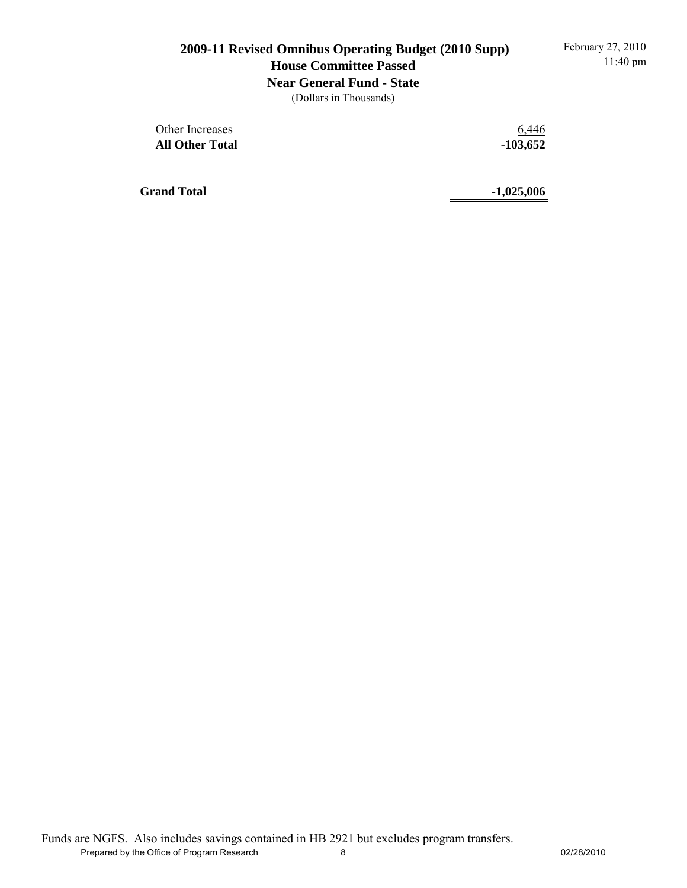# 2009-11 Revised Omnibus Operating Budget (2010 Supp)
## House Committee Passed
## Near General Fund - State
(Dollars in Thousands)

February 27, 2010
11:40 pm

| | |
|---|---:|
| Other Increases | 6,446 |
| **All Other Total** | **-103,652** |
| | |
| **Grand Total** | **-1,025,006** |

Funds are NGFS. Also includes savings contained in HB 2921 but excludes program transfers.

Prepared by the Office of Program Research

02/28/2010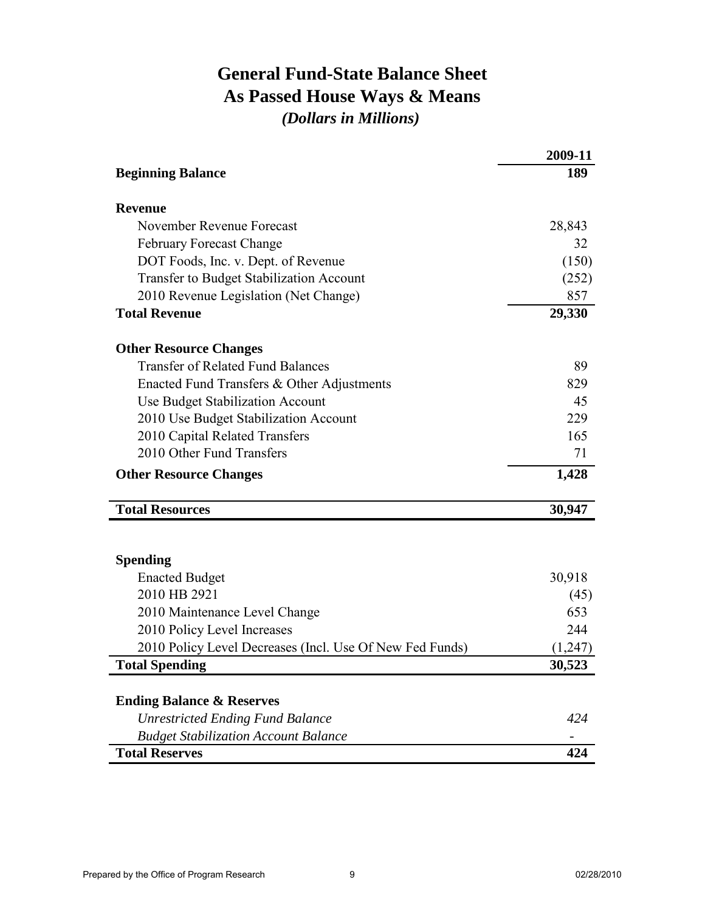# General Fund-State Balance Sheet
## As Passed House Ways & Means
### *(Dollars in Millions)*

| | 2009-11 |
|---|---|
| **Beginning Balance** | **189** |
| | |
| **Revenue** | |
| November Revenue Forecast | 28,843 |
| February Forecast Change | 32 |
| DOT Foods, Inc. v. Dept. of Revenue | (150) |
| Transfer to Budget Stabilization Account | (252) |
| 2010 Revenue Legislation (Net Change) | 857 |
| **Total Revenue** | **29,330** |
| | |
| **Other Resource Changes** | |
| Transfer of Related Fund Balances | 89 |
| Enacted Fund Transfers & Other Adjustments | 829 |
| Use Budget Stabilization Account | 45 |
| 2010 Use Budget Stabilization Account | 229 |
| 2010 Capital Related Transfers | 165 |
| 2010 Other Fund Transfers | 71 |
| **Other Resource Changes** | **1,428** |
| | |
| **Total Resources** | **30,947** |
| | |
| **Spending** | |
| Enacted Budget | 30,918 |
| 2010 HB 2921 | (45) |
| 2010 Maintenance Level Change | 653 |
| 2010 Policy Level Increases | 244 |
| 2010 Policy Level Decreases (Incl. Use Of New Fed Funds) | (1,247) |
| **Total Spending** | **30,523** |
| | |
| **Ending Balance & Reserves** | |
| *Unrestricted Ending Fund Balance* | *424* |
| *Budget Stabilization Account Balance* | - |
| **Total Reserves** | **424** |

Prepared by the Office of Program Research 02/28/2010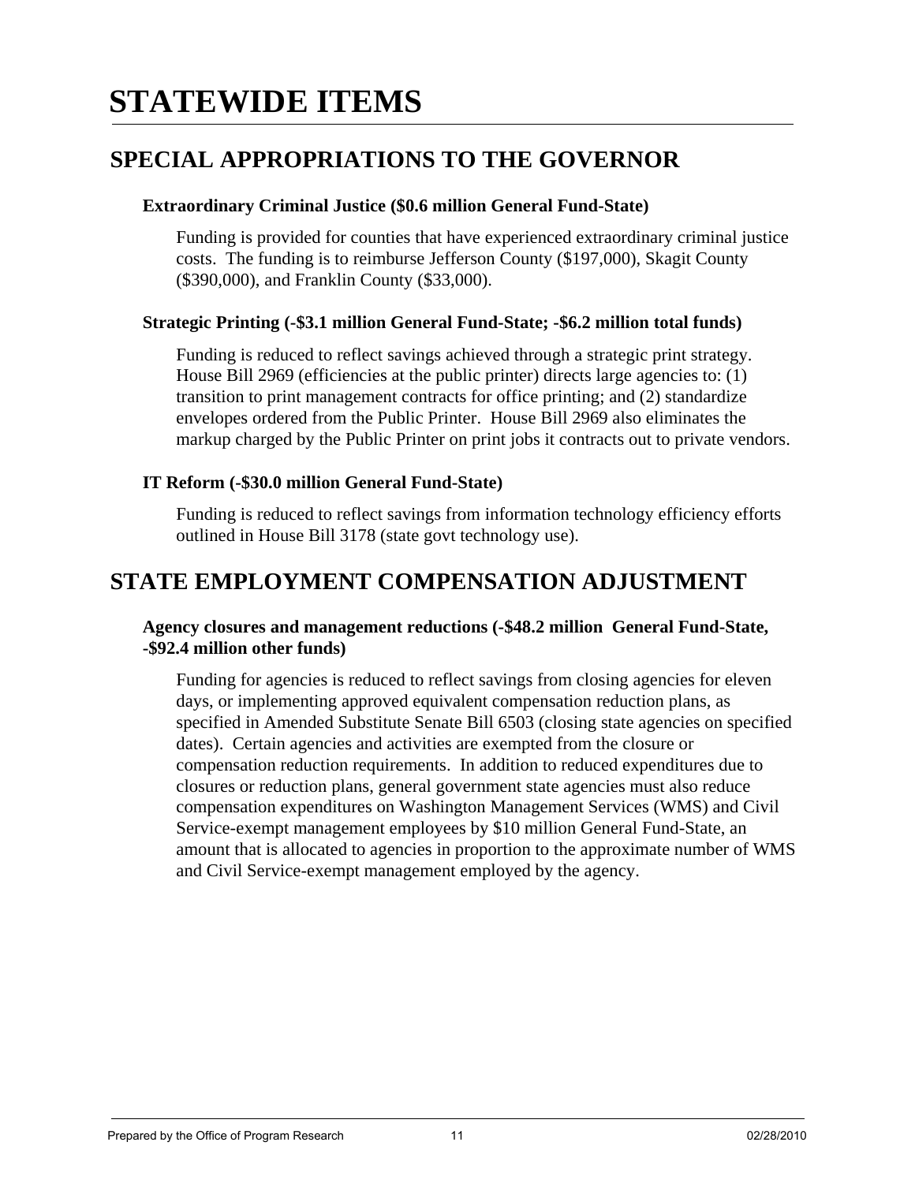# STATEWIDE ITEMS

## SPECIAL APPROPRIATIONS TO THE GOVERNOR

**Extraordinary Criminal Justice ($0.6 million General Fund-State)**

Funding is provided for counties that have experienced extraordinary criminal justice costs. The funding is to reimburse Jefferson County ($197,000), Skagit County ($390,000), and Franklin County ($33,000).

**Strategic Printing (-$3.1 million General Fund-State; -$6.2 million total funds)**

Funding is reduced to reflect savings achieved through a strategic print strategy. House Bill 2969 (efficiencies at the public printer) directs large agencies to: (1) transition to print management contracts for office printing; and (2) standardize envelopes ordered from the Public Printer. House Bill 2969 also eliminates the markup charged by the Public Printer on print jobs it contracts out to private vendors.

**IT Reform (-$30.0 million General Fund-State)**

Funding is reduced to reflect savings from information technology efficiency efforts outlined in House Bill 3178 (state govt technology use).

## STATE EMPLOYMENT COMPENSATION ADJUSTMENT

**Agency closures and management reductions (-$48.2 million General Fund-State, -$92.4 million other funds)**

Funding for agencies is reduced to reflect savings from closing agencies for eleven days, or implementing approved equivalent compensation reduction plans, as specified in Amended Substitute Senate Bill 6503 (closing state agencies on specified dates). Certain agencies and activities are exempted from the closure or compensation reduction requirements. In addition to reduced expenditures due to closures or reduction plans, general government state agencies must also reduce compensation expenditures on Washington Management Services (WMS) and Civil Service-exempt management employees by $10 million General Fund-State, an amount that is allocated to agencies in proportion to the approximate number of WMS and Civil Service-exempt management employed by the agency.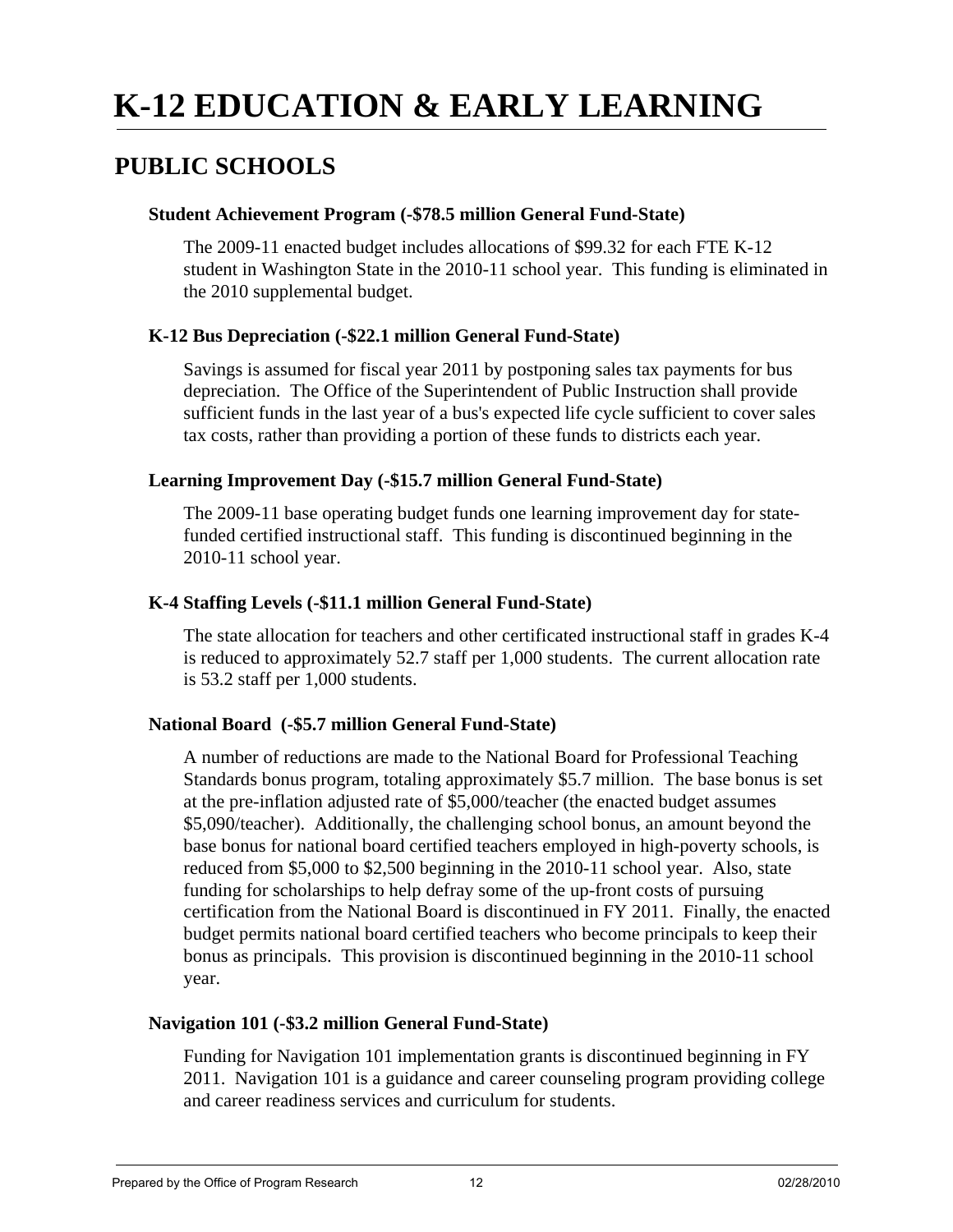# K-12 EDUCATION & EARLY LEARNING

## PUBLIC SCHOOLS

### Student Achievement Program (-$78.5 million General Fund-State)

The 2009-11 enacted budget includes allocations of $99.32 for each FTE K-12 student in Washington State in the 2010-11 school year. This funding is eliminated in the 2010 supplemental budget.

### K-12 Bus Depreciation (-$22.1 million General Fund-State)

Savings is assumed for fiscal year 2011 by postponing sales tax payments for bus depreciation. The Office of the Superintendent of Public Instruction shall provide sufficient funds in the last year of a bus's expected life cycle sufficient to cover sales tax costs, rather than providing a portion of these funds to districts each year.

### Learning Improvement Day (-$15.7 million General Fund-State)

The 2009-11 base operating budget funds one learning improvement day for state-funded certified instructional staff. This funding is discontinued beginning in the 2010-11 school year.

### K-4 Staffing Levels (-$11.1 million General Fund-State)

The state allocation for teachers and other certificated instructional staff in grades K-4 is reduced to approximately 52.7 staff per 1,000 students. The current allocation rate is 53.2 staff per 1,000 students.

### National Board (-$5.7 million General Fund-State)

A number of reductions are made to the National Board for Professional Teaching Standards bonus program, totaling approximately $5.7 million. The base bonus is set at the pre-inflation adjusted rate of $5,000/teacher (the enacted budget assumes $5,090/teacher). Additionally, the challenging school bonus, an amount beyond the base bonus for national board certified teachers employed in high-poverty schools, is reduced from $5,000 to $2,500 beginning in the 2010-11 school year. Also, state funding for scholarships to help defray some of the up-front costs of pursuing certification from the National Board is discontinued in FY 2011. Finally, the enacted budget permits national board certified teachers who become principals to keep their bonus as principals. This provision is discontinued beginning in the 2010-11 school year.

### Navigation 101 (-$3.2 million General Fund-State)

Funding for Navigation 101 implementation grants is discontinued beginning in FY 2011. Navigation 101 is a guidance and career counseling program providing college and career readiness services and curriculum for students.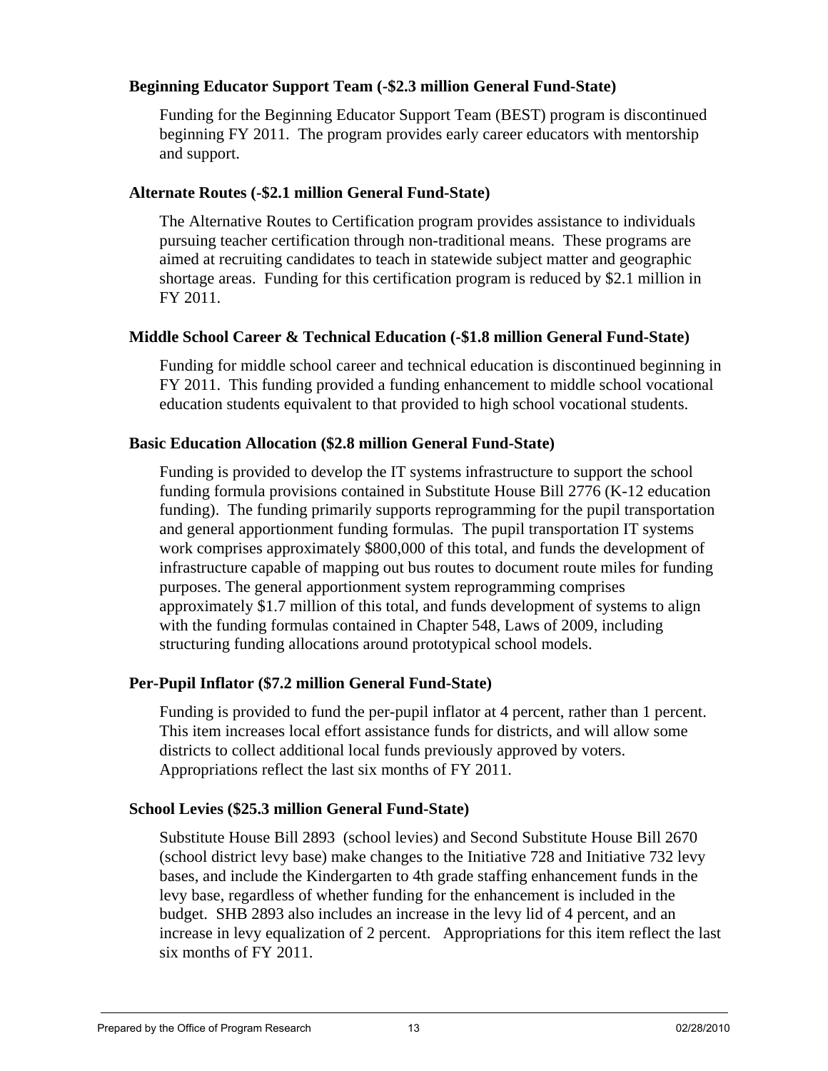**Beginning Educator Support Team (-$2.3 million General Fund-State)**

Funding for the Beginning Educator Support Team (BEST) program is discontinued beginning FY 2011. The program provides early career educators with mentorship and support.

**Alternate Routes (-$2.1 million General Fund-State)**

The Alternative Routes to Certification program provides assistance to individuals pursuing teacher certification through non-traditional means. These programs are aimed at recruiting candidates to teach in statewide subject matter and geographic shortage areas. Funding for this certification program is reduced by $2.1 million in FY 2011.

**Middle School Career & Technical Education (-$1.8 million General Fund-State)**

Funding for middle school career and technical education is discontinued beginning in FY 2011. This funding provided a funding enhancement to middle school vocational education students equivalent to that provided to high school vocational students.

**Basic Education Allocation ($2.8 million General Fund-State)**

Funding is provided to develop the IT systems infrastructure to support the school funding formula provisions contained in Substitute House Bill 2776 (K-12 education funding). The funding primarily supports reprogramming for the pupil transportation and general apportionment funding formulas. The pupil transportation IT systems work comprises approximately $800,000 of this total, and funds the development of infrastructure capable of mapping out bus routes to document route miles for funding purposes. The general apportionment system reprogramming comprises approximately $1.7 million of this total, and funds development of systems to align with the funding formulas contained in Chapter 548, Laws of 2009, including structuring funding allocations around prototypical school models.

**Per-Pupil Inflator ($7.2 million General Fund-State)**

Funding is provided to fund the per-pupil inflator at 4 percent, rather than 1 percent. This item increases local effort assistance funds for districts, and will allow some districts to collect additional local funds previously approved by voters. Appropriations reflect the last six months of FY 2011.

**School Levies ($25.3 million General Fund-State)**

Substitute House Bill 2893 (school levies) and Second Substitute House Bill 2670 (school district levy base) make changes to the Initiative 728 and Initiative 732 levy bases, and include the Kindergarten to 4th grade staffing enhancement funds in the levy base, regardless of whether funding for the enhancement is included in the budget. SHB 2893 also includes an increase in the levy lid of 4 percent, and an increase in levy equalization of 2 percent. Appropriations for this item reflect the last six months of FY 2011.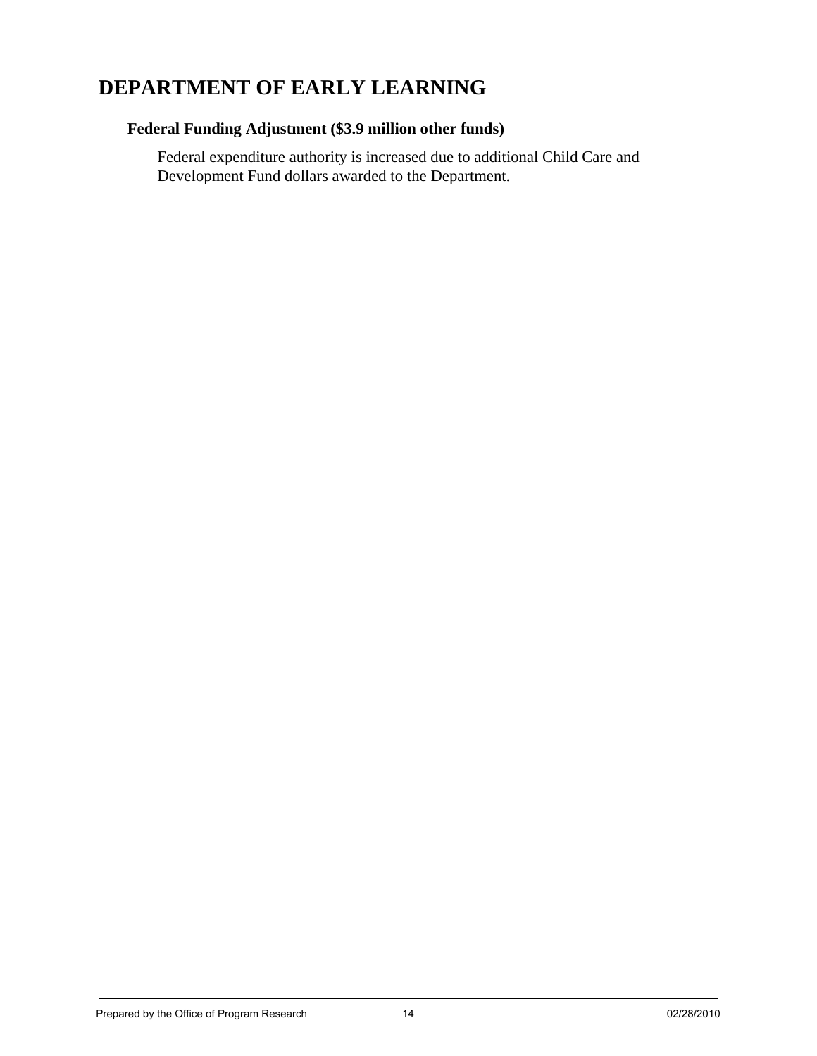# DEPARTMENT OF EARLY LEARNING

**Federal Funding Adjustment ($3.9 million other funds)**

Federal expenditure authority is increased due to additional Child Care and Development Fund dollars awarded to the Department.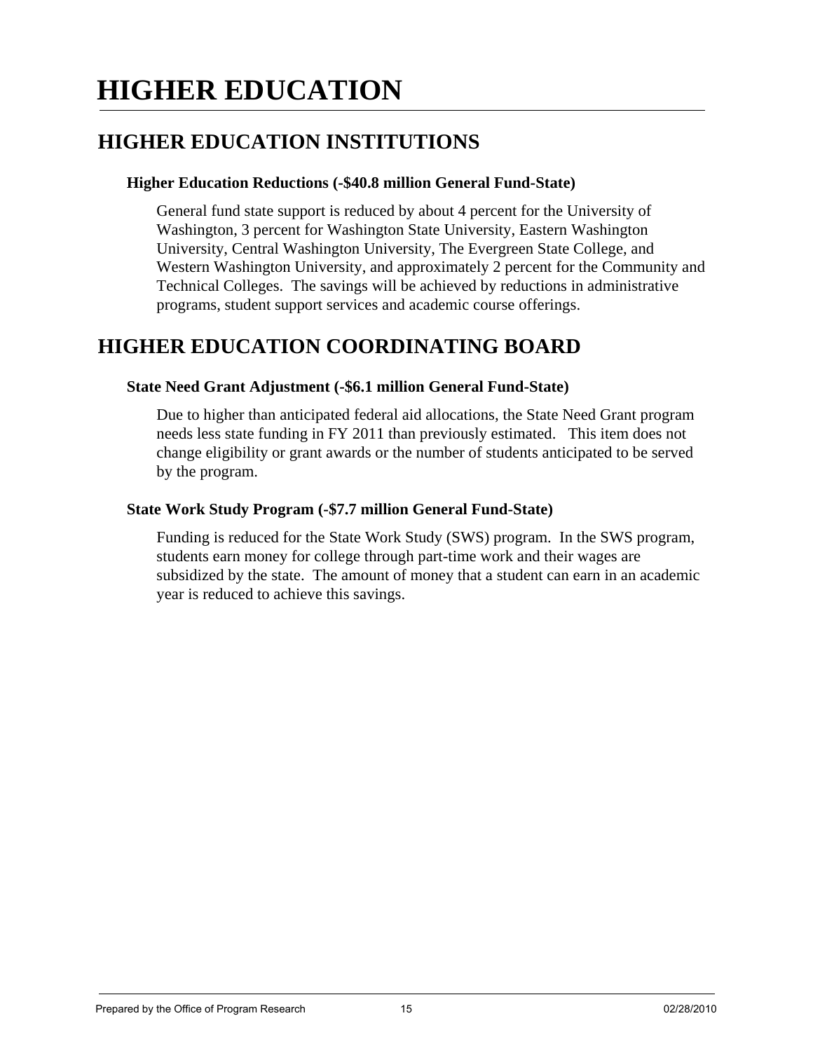# HIGHER EDUCATION

## HIGHER EDUCATION INSTITUTIONS

### Higher Education Reductions (-$40.8 million General Fund-State)

General fund state support is reduced by about 4 percent for the University of Washington, 3 percent for Washington State University, Eastern Washington University, Central Washington University, The Evergreen State College, and Western Washington University, and approximately 2 percent for the Community and Technical Colleges. The savings will be achieved by reductions in administrative programs, student support services and academic course offerings.

## HIGHER EDUCATION COORDINATING BOARD

### State Need Grant Adjustment (-$6.1 million General Fund-State)

Due to higher than anticipated federal aid allocations, the State Need Grant program needs less state funding in FY 2011 than previously estimated. This item does not change eligibility or grant awards or the number of students anticipated to be served by the program.

### State Work Study Program (-$7.7 million General Fund-State)

Funding is reduced for the State Work Study (SWS) program. In the SWS program, students earn money for college through part-time work and their wages are subsidized by the state. The amount of money that a student can earn in an academic year is reduced to achieve this savings.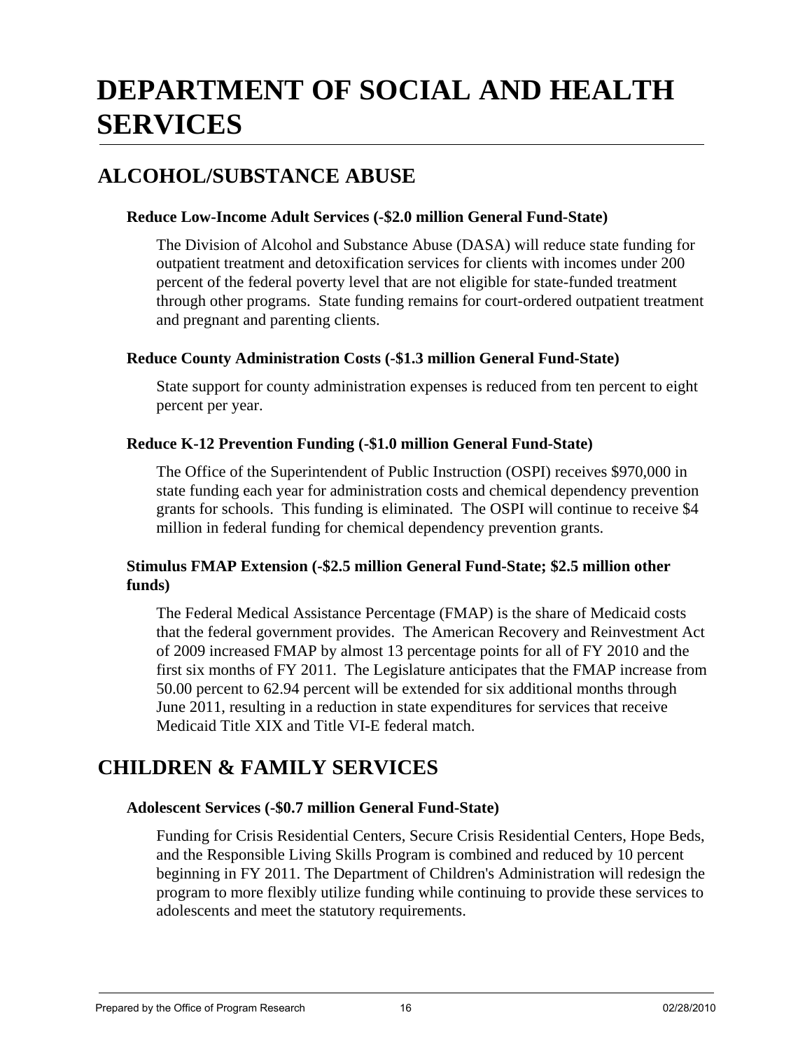# DEPARTMENT OF SOCIAL AND HEALTH SERVICES

## ALCOHOL/SUBSTANCE ABUSE

**Reduce Low-Income Adult Services (-$2.0 million General Fund-State)**

The Division of Alcohol and Substance Abuse (DASA) will reduce state funding for outpatient treatment and detoxification services for clients with incomes under 200 percent of the federal poverty level that are not eligible for state-funded treatment through other programs. State funding remains for court-ordered outpatient treatment and pregnant and parenting clients.

**Reduce County Administration Costs (-$1.3 million General Fund-State)**

State support for county administration expenses is reduced from ten percent to eight percent per year.

**Reduce K-12 Prevention Funding (-$1.0 million General Fund-State)**

The Office of the Superintendent of Public Instruction (OSPI) receives $970,000 in state funding each year for administration costs and chemical dependency prevention grants for schools. This funding is eliminated. The OSPI will continue to receive $4 million in federal funding for chemical dependency prevention grants.

**Stimulus FMAP Extension (-$2.5 million General Fund-State; $2.5 million other funds)**

The Federal Medical Assistance Percentage (FMAP) is the share of Medicaid costs that the federal government provides. The American Recovery and Reinvestment Act of 2009 increased FMAP by almost 13 percentage points for all of FY 2010 and the first six months of FY 2011. The Legislature anticipates that the FMAP increase from 50.00 percent to 62.94 percent will be extended for six additional months through June 2011, resulting in a reduction in state expenditures for services that receive Medicaid Title XIX and Title VI-E federal match.

## CHILDREN & FAMILY SERVICES

**Adolescent Services (-$0.7 million General Fund-State)**

Funding for Crisis Residential Centers, Secure Crisis Residential Centers, Hope Beds, and the Responsible Living Skills Program is combined and reduced by 10 percent beginning in FY 2011. The Department of Children's Administration will redesign the program to more flexibly utilize funding while continuing to provide these services to adolescents and meet the statutory requirements.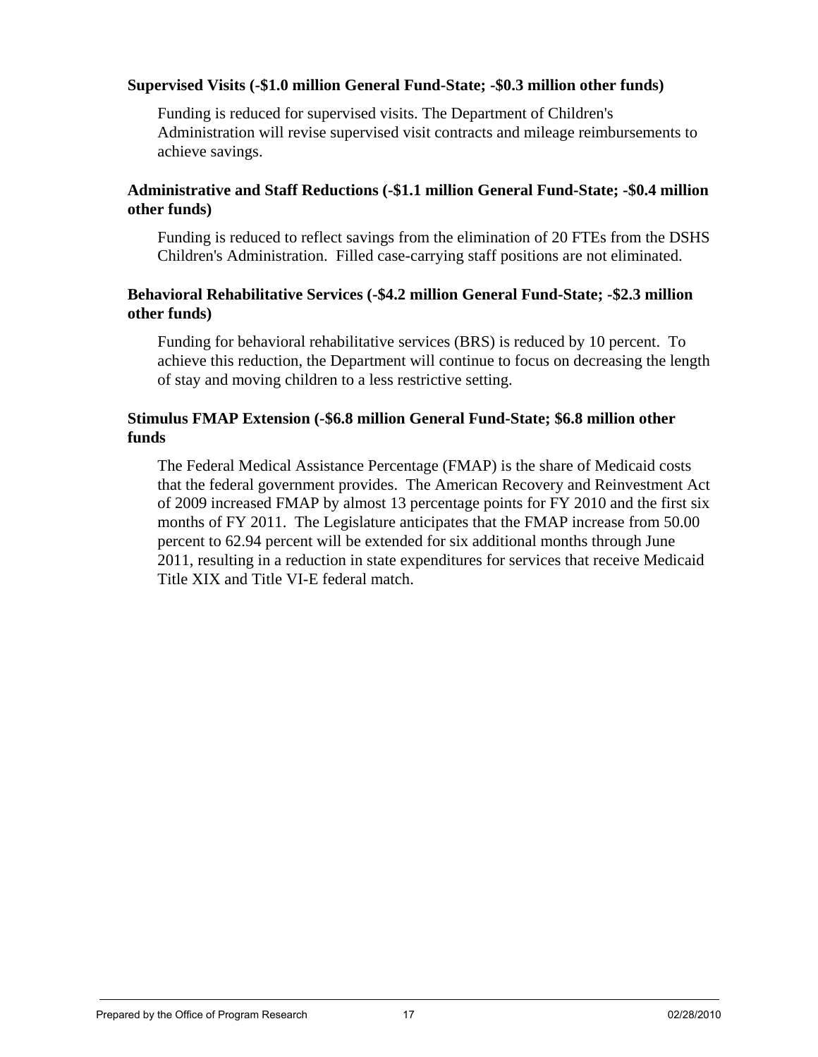**Supervised Visits (-$1.0 million General Fund-State; -$0.3 million other funds)**

Funding is reduced for supervised visits. The Department of Children's Administration will revise supervised visit contracts and mileage reimbursements to achieve savings.

**Administrative and Staff Reductions (-$1.1 million General Fund-State; -$0.4 million other funds)**

Funding is reduced to reflect savings from the elimination of 20 FTEs from the DSHS Children's Administration. Filled case-carrying staff positions are not eliminated.

**Behavioral Rehabilitative Services (-$4.2 million General Fund-State; -$2.3 million other funds)**

Funding for behavioral rehabilitative services (BRS) is reduced by 10 percent. To achieve this reduction, the Department will continue to focus on decreasing the length of stay and moving children to a less restrictive setting.

**Stimulus FMAP Extension (-$6.8 million General Fund-State; $6.8 million other funds**

The Federal Medical Assistance Percentage (FMAP) is the share of Medicaid costs that the federal government provides. The American Recovery and Reinvestment Act of 2009 increased FMAP by almost 13 percentage points for FY 2010 and the first six months of FY 2011. The Legislature anticipates that the FMAP increase from 50.00 percent to 62.94 percent will be extended for six additional months through June 2011, resulting in a reduction in state expenditures for services that receive Medicaid Title XIX and Title VI-E federal match.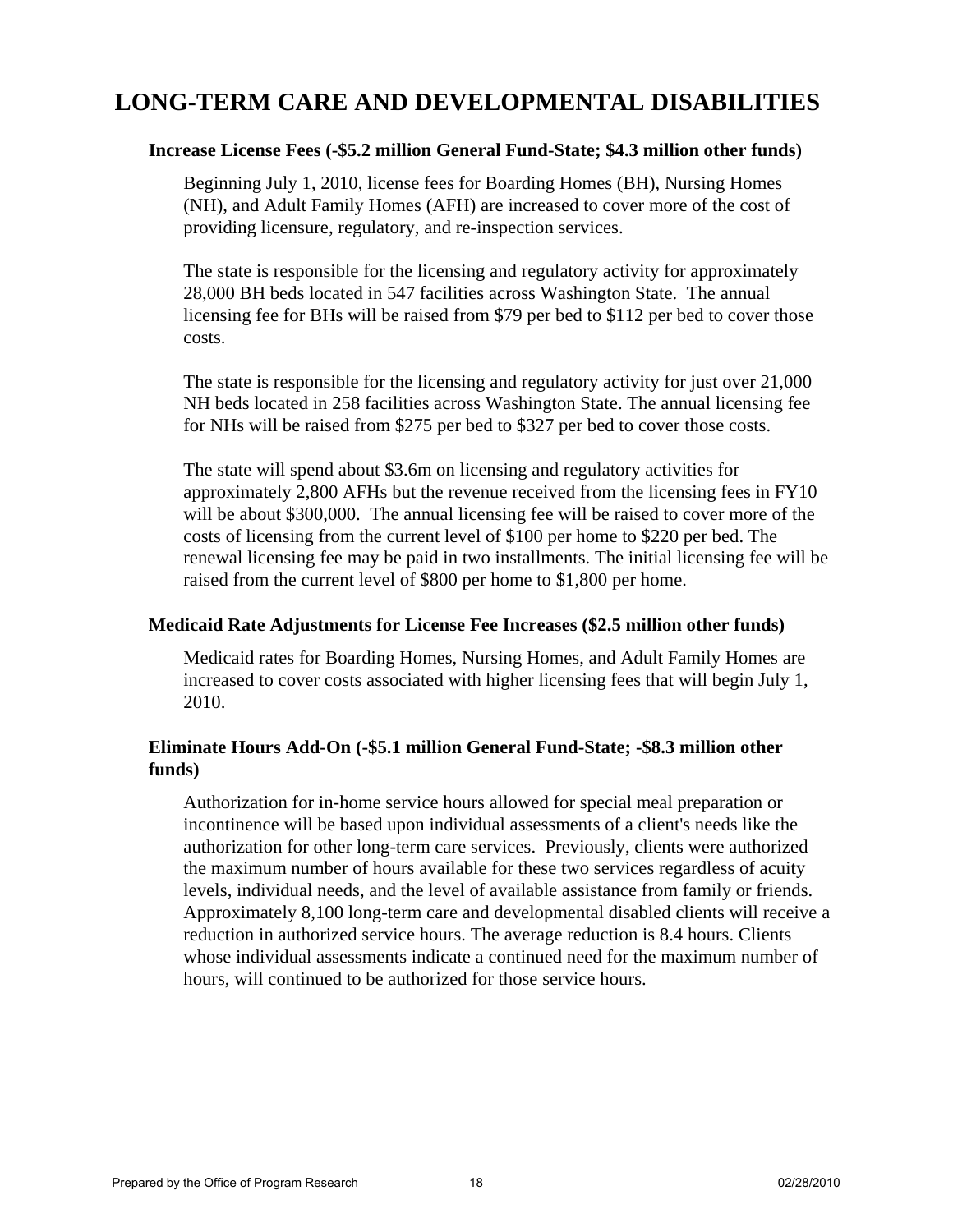# LONG-TERM CARE AND DEVELOPMENTAL DISABILITIES

**Increase License Fees (-$5.2 million General Fund-State; $4.3 million other funds)**

Beginning July 1, 2010, license fees for Boarding Homes (BH), Nursing Homes (NH), and Adult Family Homes (AFH) are increased to cover more of the cost of providing licensure, regulatory, and re-inspection services.

The state is responsible for the licensing and regulatory activity for approximately 28,000 BH beds located in 547 facilities across Washington State. The annual licensing fee for BHs will be raised from $79 per bed to $112 per bed to cover those costs.

The state is responsible for the licensing and regulatory activity for just over 21,000 NH beds located in 258 facilities across Washington State. The annual licensing fee for NHs will be raised from $275 per bed to $327 per bed to cover those costs.

The state will spend about $3.6m on licensing and regulatory activities for approximately 2,800 AFHs but the revenue received from the licensing fees in FY10 will be about $300,000. The annual licensing fee will be raised to cover more of the costs of licensing from the current level of $100 per home to $220 per bed. The renewal licensing fee may be paid in two installments. The initial licensing fee will be raised from the current level of $800 per home to $1,800 per home.

**Medicaid Rate Adjustments for License Fee Increases ($2.5 million other funds)**

Medicaid rates for Boarding Homes, Nursing Homes, and Adult Family Homes are increased to cover costs associated with higher licensing fees that will begin July 1, 2010.

**Eliminate Hours Add-On (-$5.1 million General Fund-State; -$8.3 million other funds)**

Authorization for in-home service hours allowed for special meal preparation or incontinence will be based upon individual assessments of a client's needs like the authorization for other long-term care services. Previously, clients were authorized the maximum number of hours available for these two services regardless of acuity levels, individual needs, and the level of available assistance from family or friends. Approximately 8,100 long-term care and developmental disabled clients will receive a reduction in authorized service hours. The average reduction is 8.4 hours. Clients whose individual assessments indicate a continued need for the maximum number of hours, will continued to be authorized for those service hours.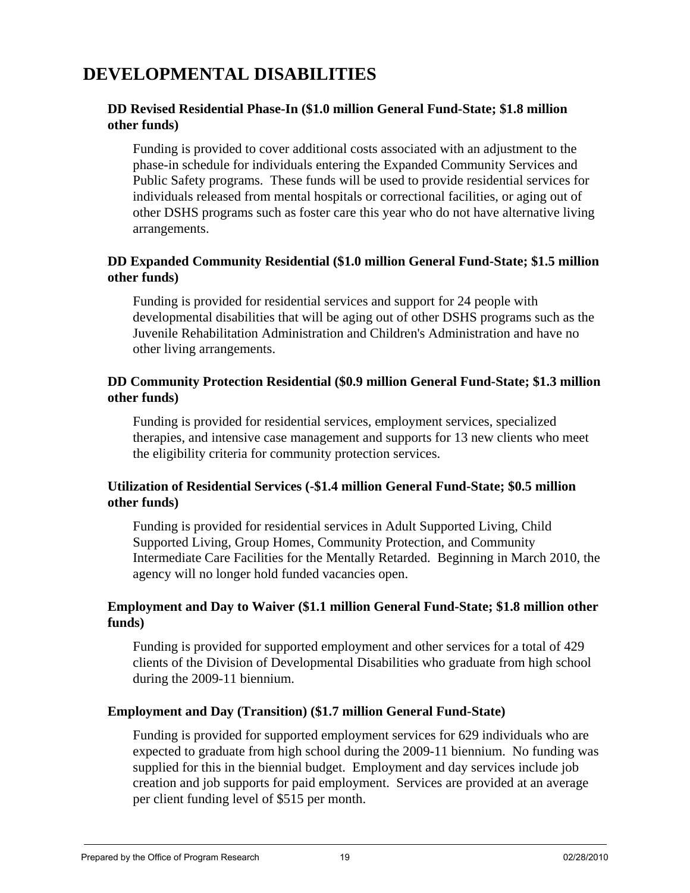# DEVELOPMENTAL DISABILITIES

### DD Revised Residential Phase-In ($1.0 million General Fund-State; $1.8 million other funds)

Funding is provided to cover additional costs associated with an adjustment to the phase-in schedule for individuals entering the Expanded Community Services and Public Safety programs. These funds will be used to provide residential services for individuals released from mental hospitals or correctional facilities, or aging out of other DSHS programs such as foster care this year who do not have alternative living arrangements.

### DD Expanded Community Residential ($1.0 million General Fund-State; $1.5 million other funds)

Funding is provided for residential services and support for 24 people with developmental disabilities that will be aging out of other DSHS programs such as the Juvenile Rehabilitation Administration and Children's Administration and have no other living arrangements.

### DD Community Protection Residential ($0.9 million General Fund-State; $1.3 million other funds)

Funding is provided for residential services, employment services, specialized therapies, and intensive case management and supports for 13 new clients who meet the eligibility criteria for community protection services.

### Utilization of Residential Services (-$1.4 million General Fund-State; $0.5 million other funds)

Funding is provided for residential services in Adult Supported Living, Child Supported Living, Group Homes, Community Protection, and Community Intermediate Care Facilities for the Mentally Retarded. Beginning in March 2010, the agency will no longer hold funded vacancies open.

### Employment and Day to Waiver ($1.1 million General Fund-State; $1.8 million other funds)

Funding is provided for supported employment and other services for a total of 429 clients of the Division of Developmental Disabilities who graduate from high school during the 2009-11 biennium.

### Employment and Day (Transition) ($1.7 million General Fund-State)

Funding is provided for supported employment services for 629 individuals who are expected to graduate from high school during the 2009-11 biennium. No funding was supplied for this in the biennial budget. Employment and day services include job creation and job supports for paid employment. Services are provided at an average per client funding level of $515 per month.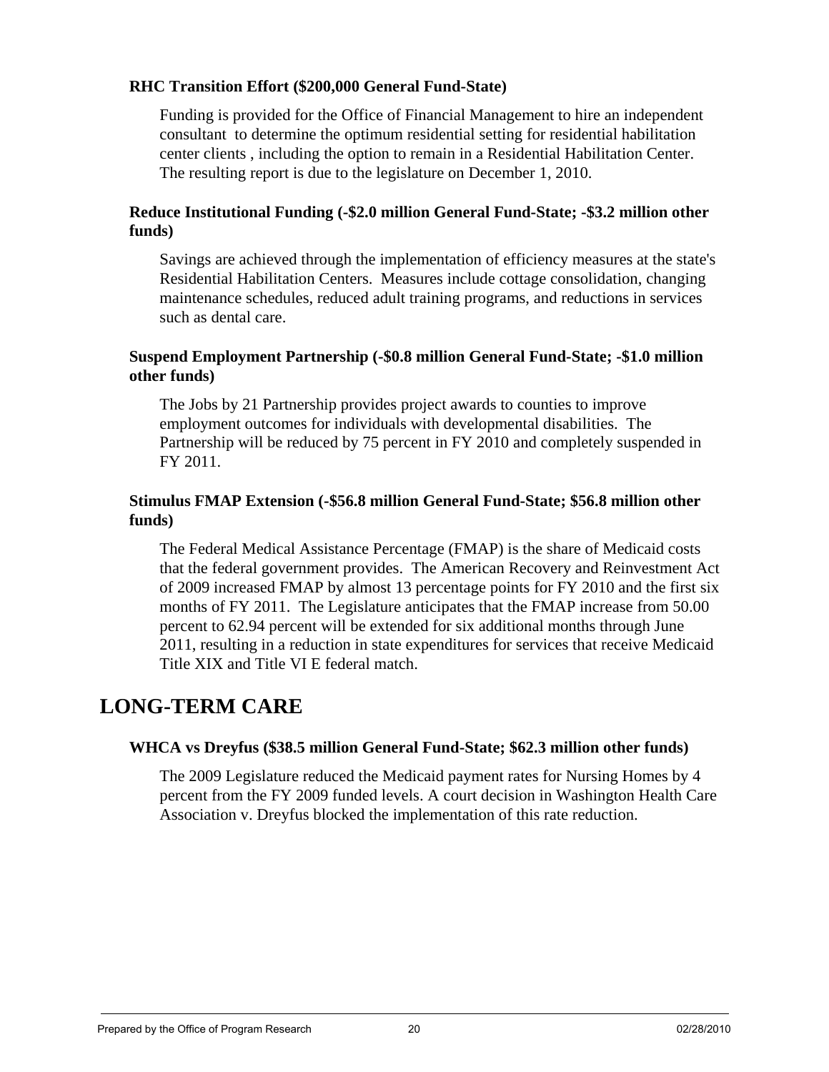**RHC Transition Effort ($200,000 General Fund-State)**

Funding is provided for the Office of Financial Management to hire an independent consultant  to determine the optimum residential setting for residential habilitation center clients , including the option to remain in a Residential Habilitation Center. The resulting report is due to the legislature on December 1, 2010.

**Reduce Institutional Funding (-$2.0 million General Fund-State; -$3.2 million other funds)**

Savings are achieved through the implementation of efficiency measures at the state's Residential Habilitation Centers.  Measures include cottage consolidation, changing maintenance schedules, reduced adult training programs, and reductions in services such as dental care.

**Suspend Employment Partnership (-$0.8 million General Fund-State; -$1.0 million other funds)**

The Jobs by 21 Partnership provides project awards to counties to improve employment outcomes for individuals with developmental disabilities.  The Partnership will be reduced by 75 percent in FY 2010 and completely suspended in FY 2011.

**Stimulus FMAP Extension (-$56.8 million General Fund-State; $56.8 million other funds)**

The Federal Medical Assistance Percentage (FMAP) is the share of Medicaid costs that the federal government provides.  The American Recovery and Reinvestment Act of 2009 increased FMAP by almost 13 percentage points for FY 2010 and the first six months of FY 2011.  The Legislature anticipates that the FMAP increase from 50.00 percent to 62.94 percent will be extended for six additional months through June 2011, resulting in a reduction in state expenditures for services that receive Medicaid Title XIX and Title VI E federal match.

## LONG-TERM CARE

**WHCA vs Dreyfus ($38.5 million General Fund-State; $62.3 million other funds)**

The 2009 Legislature reduced the Medicaid payment rates for Nursing Homes by 4 percent from the FY 2009 funded levels. A court decision in Washington Health Care Association v. Dreyfus blocked the implementation of this rate reduction.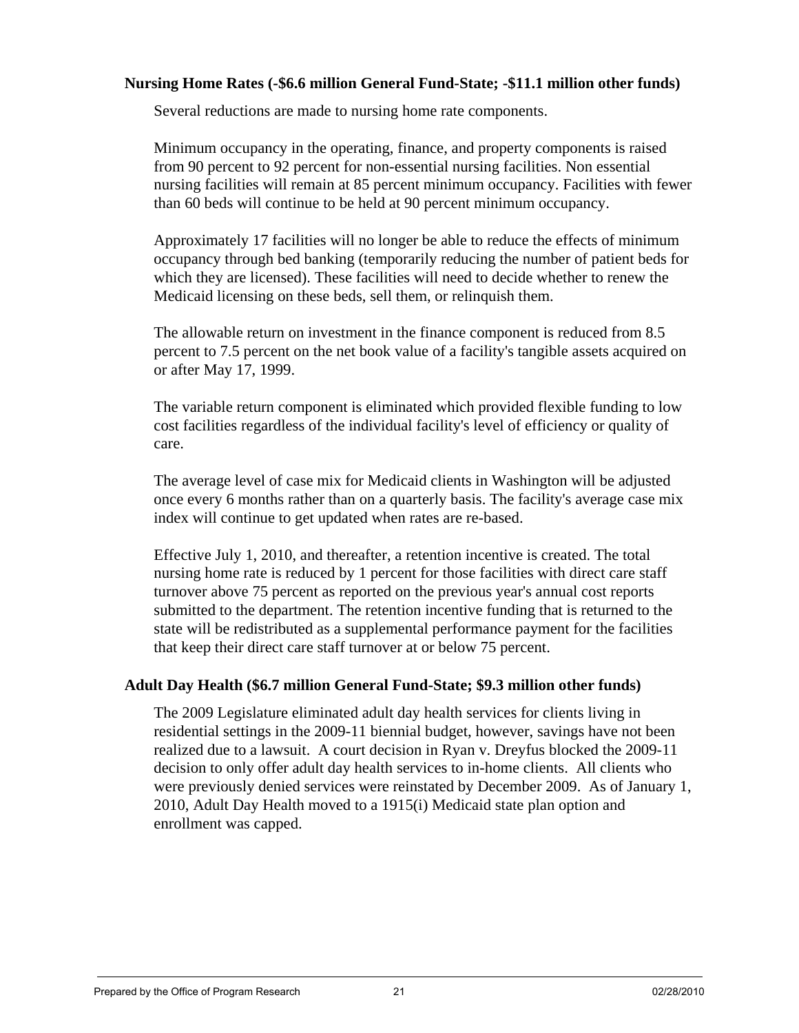**Nursing Home Rates (-$6.6 million General Fund-State; -$11.1 million other funds)**

Several reductions are made to nursing home rate components.

Minimum occupancy in the operating, finance, and property components is raised from 90 percent to 92 percent for non-essential nursing facilities. Non essential nursing facilities will remain at 85 percent minimum occupancy. Facilities with fewer than 60 beds will continue to be held at 90 percent minimum occupancy.

Approximately 17 facilities will no longer be able to reduce the effects of minimum occupancy through bed banking (temporarily reducing the number of patient beds for which they are licensed). These facilities will need to decide whether to renew the Medicaid licensing on these beds, sell them, or relinquish them.

The allowable return on investment in the finance component is reduced from 8.5 percent to 7.5 percent on the net book value of a facility's tangible assets acquired on or after May 17, 1999.

The variable return component is eliminated which provided flexible funding to low cost facilities regardless of the individual facility's level of efficiency or quality of care.

The average level of case mix for Medicaid clients in Washington will be adjusted once every 6 months rather than on a quarterly basis. The facility's average case mix index will continue to get updated when rates are re-based.

Effective July 1, 2010, and thereafter, a retention incentive is created. The total nursing home rate is reduced by 1 percent for those facilities with direct care staff turnover above 75 percent as reported on the previous year's annual cost reports submitted to the department. The retention incentive funding that is returned to the state will be redistributed as a supplemental performance payment for the facilities that keep their direct care staff turnover at or below 75 percent.

**Adult Day Health ($6.7 million General Fund-State; $9.3 million other funds)**

The 2009 Legislature eliminated adult day health services for clients living in residential settings in the 2009-11 biennial budget, however, savings have not been realized due to a lawsuit. A court decision in Ryan v. Dreyfus blocked the 2009-11 decision to only offer adult day health services to in-home clients. All clients who were previously denied services were reinstated by December 2009. As of January 1, 2010, Adult Day Health moved to a 1915(i) Medicaid state plan option and enrollment was capped.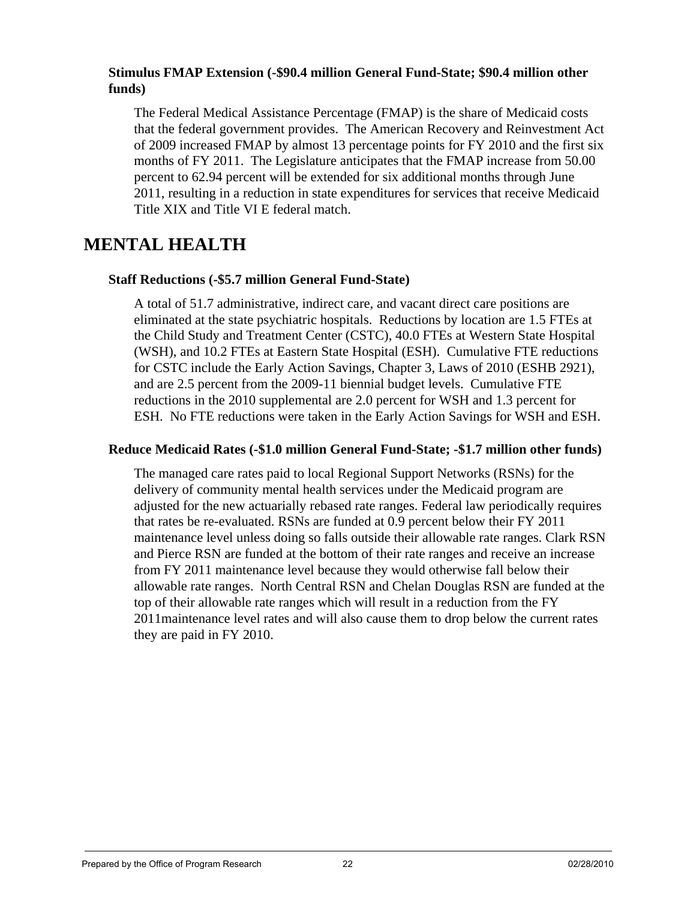**Stimulus FMAP Extension (-$90.4 million General Fund-State; $90.4 million other funds)**

The Federal Medical Assistance Percentage (FMAP) is the share of Medicaid costs that the federal government provides. The American Recovery and Reinvestment Act of 2009 increased FMAP by almost 13 percentage points for FY 2010 and the first six months of FY 2011. The Legislature anticipates that the FMAP increase from 50.00 percent to 62.94 percent will be extended for six additional months through June 2011, resulting in a reduction in state expenditures for services that receive Medicaid Title XIX and Title VI E federal match.

# MENTAL HEALTH

**Staff Reductions (-$5.7 million General Fund-State)**

A total of 51.7 administrative, indirect care, and vacant direct care positions are eliminated at the state psychiatric hospitals. Reductions by location are 1.5 FTEs at the Child Study and Treatment Center (CSTC), 40.0 FTEs at Western State Hospital (WSH), and 10.2 FTEs at Eastern State Hospital (ESH). Cumulative FTE reductions for CSTC include the Early Action Savings, Chapter 3, Laws of 2010 (ESHB 2921), and are 2.5 percent from the 2009-11 biennial budget levels. Cumulative FTE reductions in the 2010 supplemental are 2.0 percent for WSH and 1.3 percent for ESH. No FTE reductions were taken in the Early Action Savings for WSH and ESH.

**Reduce Medicaid Rates (-$1.0 million General Fund-State; -$1.7 million other funds)**

The managed care rates paid to local Regional Support Networks (RSNs) for the delivery of community mental health services under the Medicaid program are adjusted for the new actuarially rebased rate ranges. Federal law periodically requires that rates be re-evaluated. RSNs are funded at 0.9 percent below their FY 2011 maintenance level unless doing so falls outside their allowable rate ranges. Clark RSN and Pierce RSN are funded at the bottom of their rate ranges and receive an increase from FY 2011 maintenance level because they would otherwise fall below their allowable rate ranges. North Central RSN and Chelan Douglas RSN are funded at the top of their allowable rate ranges which will result in a reduction from the FY 2011maintenance level rates and will also cause them to drop below the current rates they are paid in FY 2010.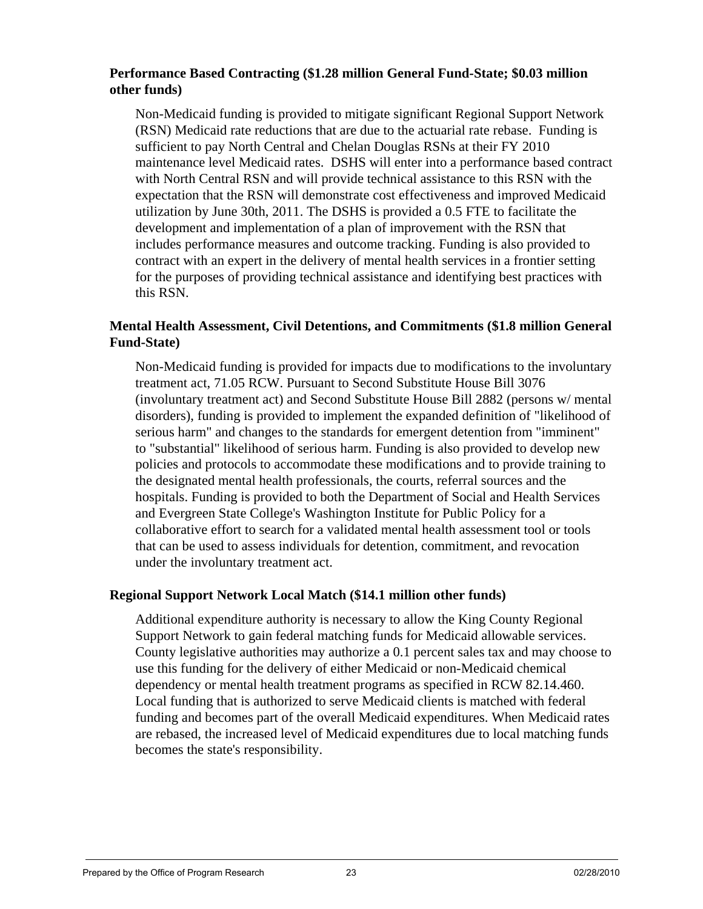**Performance Based Contracting ($1.28 million General Fund-State; $0.03 million other funds)**

Non-Medicaid funding is provided to mitigate significant Regional Support Network (RSN) Medicaid rate reductions that are due to the actuarial rate rebase. Funding is sufficient to pay North Central and Chelan Douglas RSNs at their FY 2010 maintenance level Medicaid rates. DSHS will enter into a performance based contract with North Central RSN and will provide technical assistance to this RSN with the expectation that the RSN will demonstrate cost effectiveness and improved Medicaid utilization by June 30th, 2011. The DSHS is provided a 0.5 FTE to facilitate the development and implementation of a plan of improvement with the RSN that includes performance measures and outcome tracking. Funding is also provided to contract with an expert in the delivery of mental health services in a frontier setting for the purposes of providing technical assistance and identifying best practices with this RSN.

**Mental Health Assessment, Civil Detentions, and Commitments ($1.8 million General Fund-State)**

Non-Medicaid funding is provided for impacts due to modifications to the involuntary treatment act, 71.05 RCW. Pursuant to Second Substitute House Bill 3076 (involuntary treatment act) and Second Substitute House Bill 2882 (persons w/ mental disorders), funding is provided to implement the expanded definition of "likelihood of serious harm" and changes to the standards for emergent detention from "imminent" to "substantial" likelihood of serious harm. Funding is also provided to develop new policies and protocols to accommodate these modifications and to provide training to the designated mental health professionals, the courts, referral sources and the hospitals. Funding is provided to both the Department of Social and Health Services and Evergreen State College's Washington Institute for Public Policy for a collaborative effort to search for a validated mental health assessment tool or tools that can be used to assess individuals for detention, commitment, and revocation under the involuntary treatment act.

**Regional Support Network Local Match ($14.1 million other funds)**

Additional expenditure authority is necessary to allow the King County Regional Support Network to gain federal matching funds for Medicaid allowable services. County legislative authorities may authorize a 0.1 percent sales tax and may choose to use this funding for the delivery of either Medicaid or non-Medicaid chemical dependency or mental health treatment programs as specified in RCW 82.14.460. Local funding that is authorized to serve Medicaid clients is matched with federal funding and becomes part of the overall Medicaid expenditures. When Medicaid rates are rebased, the increased level of Medicaid expenditures due to local matching funds becomes the state's responsibility.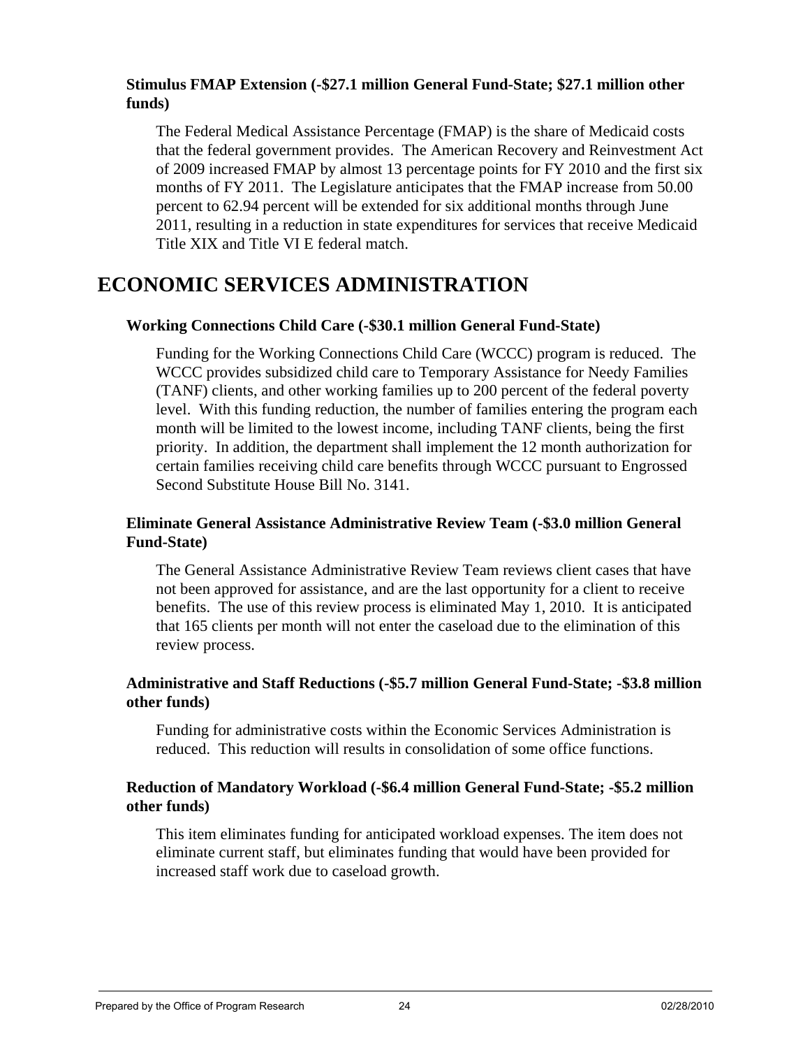**Stimulus FMAP Extension (-$27.1 million General Fund-State; $27.1 million other funds)**

The Federal Medical Assistance Percentage (FMAP) is the share of Medicaid costs that the federal government provides. The American Recovery and Reinvestment Act of 2009 increased FMAP by almost 13 percentage points for FY 2010 and the first six months of FY 2011. The Legislature anticipates that the FMAP increase from 50.00 percent to 62.94 percent will be extended for six additional months through June 2011, resulting in a reduction in state expenditures for services that receive Medicaid Title XIX and Title VI E federal match.

# ECONOMIC SERVICES ADMINISTRATION

**Working Connections Child Care (-$30.1 million General Fund-State)**

Funding for the Working Connections Child Care (WCCC) program is reduced. The WCCC provides subsidized child care to Temporary Assistance for Needy Families (TANF) clients, and other working families up to 200 percent of the federal poverty level. With this funding reduction, the number of families entering the program each month will be limited to the lowest income, including TANF clients, being the first priority. In addition, the department shall implement the 12 month authorization for certain families receiving child care benefits through WCCC pursuant to Engrossed Second Substitute House Bill No. 3141.

**Eliminate General Assistance Administrative Review Team (-$3.0 million General Fund-State)**

The General Assistance Administrative Review Team reviews client cases that have not been approved for assistance, and are the last opportunity for a client to receive benefits. The use of this review process is eliminated May 1, 2010. It is anticipated that 165 clients per month will not enter the caseload due to the elimination of this review process.

**Administrative and Staff Reductions (-$5.7 million General Fund-State; -$3.8 million other funds)**

Funding for administrative costs within the Economic Services Administration is reduced. This reduction will results in consolidation of some office functions.

**Reduction of Mandatory Workload (-$6.4 million General Fund-State; -$5.2 million other funds)**

This item eliminates funding for anticipated workload expenses. The item does not eliminate current staff, but eliminates funding that would have been provided for increased staff work due to caseload growth.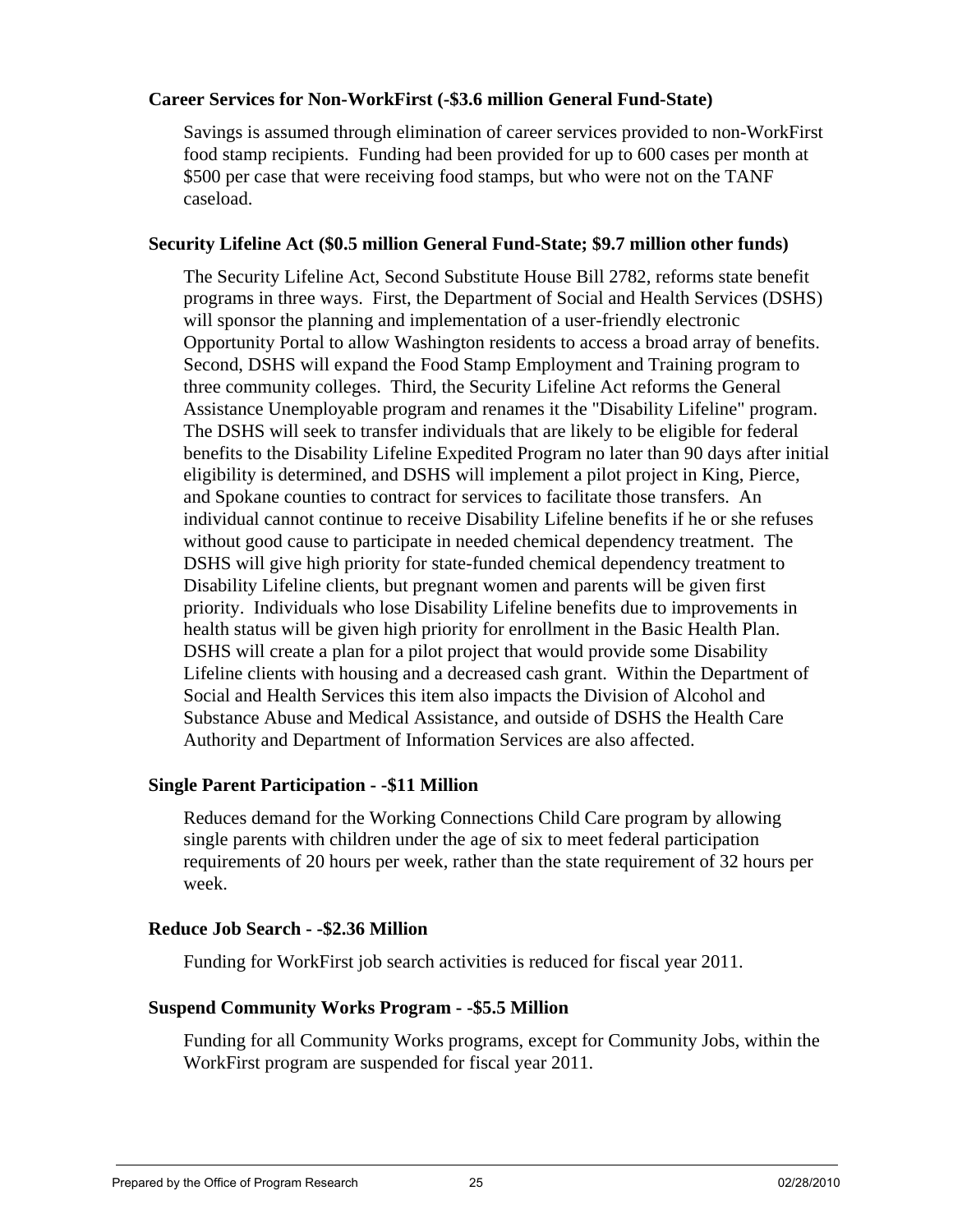**Career Services for Non-WorkFirst (-$3.6 million General Fund-State)**

Savings is assumed through elimination of career services provided to non-WorkFirst food stamp recipients. Funding had been provided for up to 600 cases per month at $500 per case that were receiving food stamps, but who were not on the TANF caseload.

**Security Lifeline Act ($0.5 million General Fund-State; $9.7 million other funds)**

The Security Lifeline Act, Second Substitute House Bill 2782, reforms state benefit programs in three ways. First, the Department of Social and Health Services (DSHS) will sponsor the planning and implementation of a user-friendly electronic Opportunity Portal to allow Washington residents to access a broad array of benefits. Second, DSHS will expand the Food Stamp Employment and Training program to three community colleges. Third, the Security Lifeline Act reforms the General Assistance Unemployable program and renames it the "Disability Lifeline" program. The DSHS will seek to transfer individuals that are likely to be eligible for federal benefits to the Disability Lifeline Expedited Program no later than 90 days after initial eligibility is determined, and DSHS will implement a pilot project in King, Pierce, and Spokane counties to contract for services to facilitate those transfers. An individual cannot continue to receive Disability Lifeline benefits if he or she refuses without good cause to participate in needed chemical dependency treatment. The DSHS will give high priority for state-funded chemical dependency treatment to Disability Lifeline clients, but pregnant women and parents will be given first priority. Individuals who lose Disability Lifeline benefits due to improvements in health status will be given high priority for enrollment in the Basic Health Plan. DSHS will create a plan for a pilot project that would provide some Disability Lifeline clients with housing and a decreased cash grant. Within the Department of Social and Health Services this item also impacts the Division of Alcohol and Substance Abuse and Medical Assistance, and outside of DSHS the Health Care Authority and Department of Information Services are also affected.

**Single Parent Participation - -$11 Million**

Reduces demand for the Working Connections Child Care program by allowing single parents with children under the age of six to meet federal participation requirements of 20 hours per week, rather than the state requirement of 32 hours per week.

**Reduce Job Search - -$2.36 Million**

Funding for WorkFirst job search activities is reduced for fiscal year 2011.

**Suspend Community Works Program - -$5.5 Million**

Funding for all Community Works programs, except for Community Jobs, within the WorkFirst program are suspended for fiscal year 2011.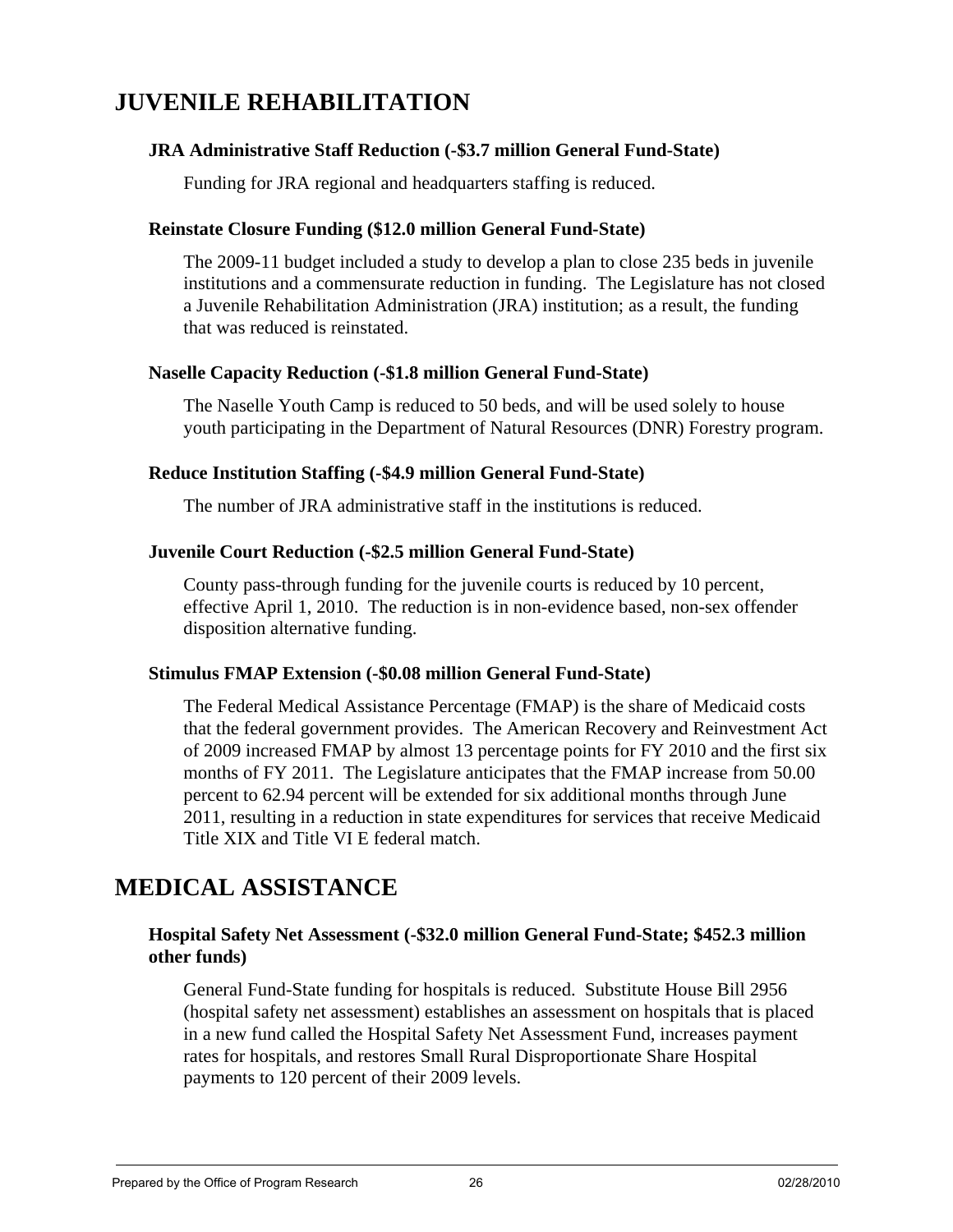# JUVENILE REHABILITATION

### JRA Administrative Staff Reduction (-$3.7 million General Fund-State)

Funding for JRA regional and headquarters staffing is reduced.

### Reinstate Closure Funding ($12.0 million General Fund-State)

The 2009-11 budget included a study to develop a plan to close 235 beds in juvenile institutions and a commensurate reduction in funding. The Legislature has not closed a Juvenile Rehabilitation Administration (JRA) institution; as a result, the funding that was reduced is reinstated.

### Naselle Capacity Reduction (-$1.8 million General Fund-State)

The Naselle Youth Camp is reduced to 50 beds, and will be used solely to house youth participating in the Department of Natural Resources (DNR) Forestry program.

### Reduce Institution Staffing (-$4.9 million General Fund-State)

The number of JRA administrative staff in the institutions is reduced.

### Juvenile Court Reduction (-$2.5 million General Fund-State)

County pass-through funding for the juvenile courts is reduced by 10 percent, effective April 1, 2010. The reduction is in non-evidence based, non-sex offender disposition alternative funding.

### Stimulus FMAP Extension (-$0.08 million General Fund-State)

The Federal Medical Assistance Percentage (FMAP) is the share of Medicaid costs that the federal government provides. The American Recovery and Reinvestment Act of 2009 increased FMAP by almost 13 percentage points for FY 2010 and the first six months of FY 2011. The Legislature anticipates that the FMAP increase from 50.00 percent to 62.94 percent will be extended for six additional months through June 2011, resulting in a reduction in state expenditures for services that receive Medicaid Title XIX and Title VI E federal match.

# MEDICAL ASSISTANCE

### Hospital Safety Net Assessment (-$32.0 million General Fund-State; $452.3 million other funds)

General Fund-State funding for hospitals is reduced. Substitute House Bill 2956 (hospital safety net assessment) establishes an assessment on hospitals that is placed in a new fund called the Hospital Safety Net Assessment Fund, increases payment rates for hospitals, and restores Small Rural Disproportionate Share Hospital payments to 120 percent of their 2009 levels.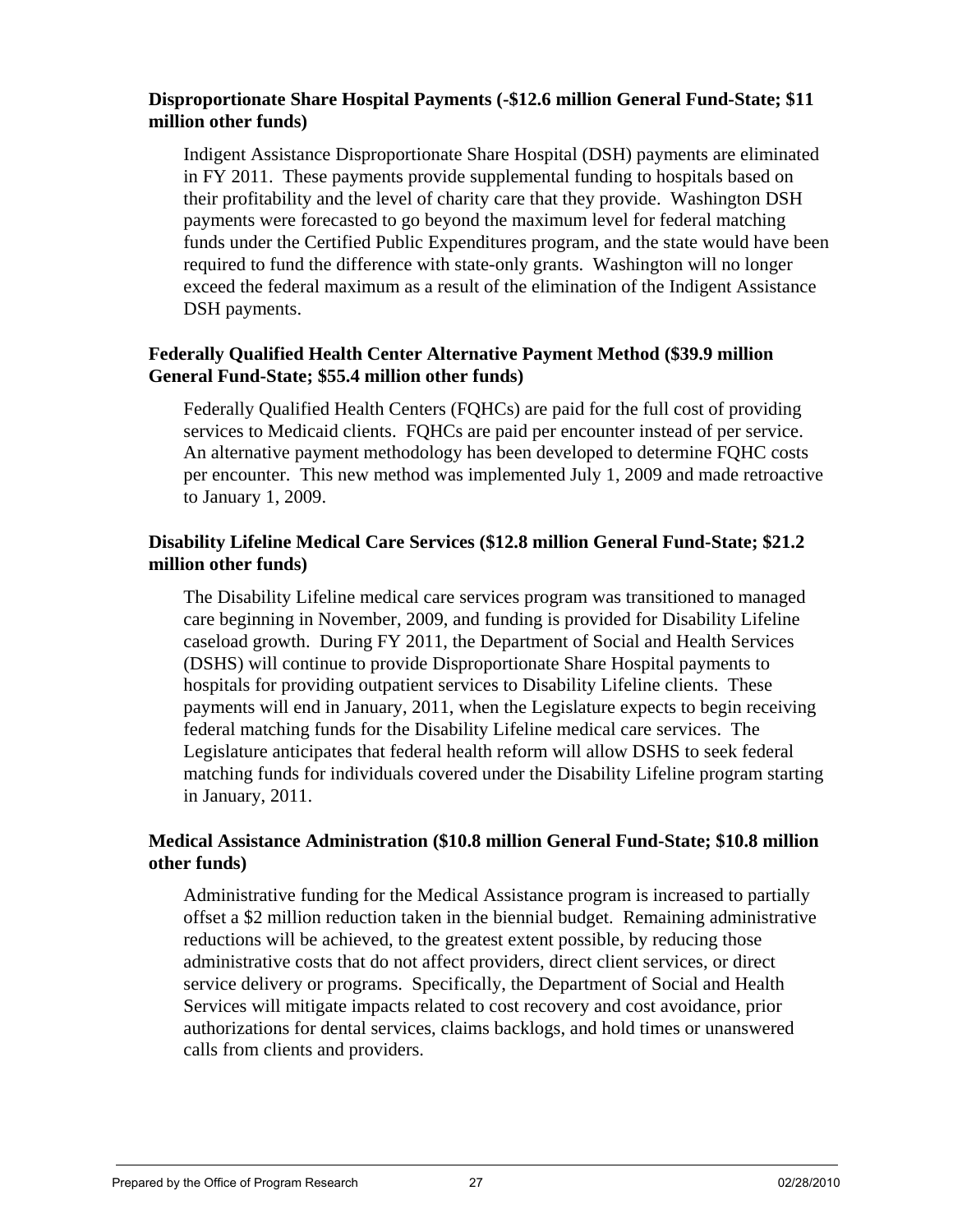**Disproportionate Share Hospital Payments (-$12.6 million General Fund-State; $11 million other funds)**

Indigent Assistance Disproportionate Share Hospital (DSH) payments are eliminated in FY 2011. These payments provide supplemental funding to hospitals based on their profitability and the level of charity care that they provide. Washington DSH payments were forecasted to go beyond the maximum level for federal matching funds under the Certified Public Expenditures program, and the state would have been required to fund the difference with state-only grants. Washington will no longer exceed the federal maximum as a result of the elimination of the Indigent Assistance DSH payments.

**Federally Qualified Health Center Alternative Payment Method ($39.9 million General Fund-State; $55.4 million other funds)**

Federally Qualified Health Centers (FQHCs) are paid for the full cost of providing services to Medicaid clients. FQHCs are paid per encounter instead of per service. An alternative payment methodology has been developed to determine FQHC costs per encounter. This new method was implemented July 1, 2009 and made retroactive to January 1, 2009.

**Disability Lifeline Medical Care Services ($12.8 million General Fund-State; $21.2 million other funds)**

The Disability Lifeline medical care services program was transitioned to managed care beginning in November, 2009, and funding is provided for Disability Lifeline caseload growth. During FY 2011, the Department of Social and Health Services (DSHS) will continue to provide Disproportionate Share Hospital payments to hospitals for providing outpatient services to Disability Lifeline clients. These payments will end in January, 2011, when the Legislature expects to begin receiving federal matching funds for the Disability Lifeline medical care services. The Legislature anticipates that federal health reform will allow DSHS to seek federal matching funds for individuals covered under the Disability Lifeline program starting in January, 2011.

**Medical Assistance Administration ($10.8 million General Fund-State; $10.8 million other funds)**

Administrative funding for the Medical Assistance program is increased to partially offset a $2 million reduction taken in the biennial budget. Remaining administrative reductions will be achieved, to the greatest extent possible, by reducing those administrative costs that do not affect providers, direct client services, or direct service delivery or programs. Specifically, the Department of Social and Health Services will mitigate impacts related to cost recovery and cost avoidance, prior authorizations for dental services, claims backlogs, and hold times or unanswered calls from clients and providers.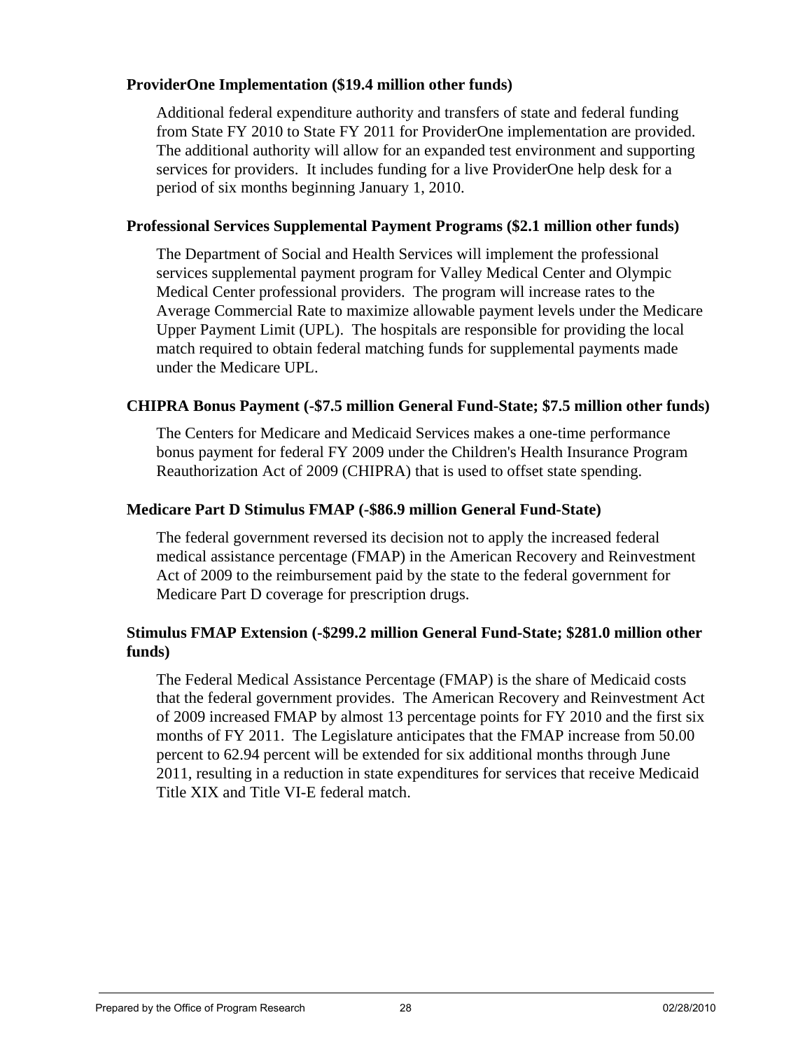**ProviderOne Implementation ($19.4 million other funds)**

Additional federal expenditure authority and transfers of state and federal funding from State FY 2010 to State FY 2011 for ProviderOne implementation are provided. The additional authority will allow for an expanded test environment and supporting services for providers. It includes funding for a live ProviderOne help desk for a period of six months beginning January 1, 2010.

**Professional Services Supplemental Payment Programs ($2.1 million other funds)**

The Department of Social and Health Services will implement the professional services supplemental payment program for Valley Medical Center and Olympic Medical Center professional providers. The program will increase rates to the Average Commercial Rate to maximize allowable payment levels under the Medicare Upper Payment Limit (UPL). The hospitals are responsible for providing the local match required to obtain federal matching funds for supplemental payments made under the Medicare UPL.

**CHIPRA Bonus Payment (-$7.5 million General Fund-State; $7.5 million other funds)**

The Centers for Medicare and Medicaid Services makes a one-time performance bonus payment for federal FY 2009 under the Children's Health Insurance Program Reauthorization Act of 2009 (CHIPRA) that is used to offset state spending.

**Medicare Part D Stimulus FMAP (-$86.9 million General Fund-State)**

The federal government reversed its decision not to apply the increased federal medical assistance percentage (FMAP) in the American Recovery and Reinvestment Act of 2009 to the reimbursement paid by the state to the federal government for Medicare Part D coverage for prescription drugs.

**Stimulus FMAP Extension (-$299.2 million General Fund-State; $281.0 million other funds)**

The Federal Medical Assistance Percentage (FMAP) is the share of Medicaid costs that the federal government provides. The American Recovery and Reinvestment Act of 2009 increased FMAP by almost 13 percentage points for FY 2010 and the first six months of FY 2011. The Legislature anticipates that the FMAP increase from 50.00 percent to 62.94 percent will be extended for six additional months through June 2011, resulting in a reduction in state expenditures for services that receive Medicaid Title XIX and Title VI-E federal match.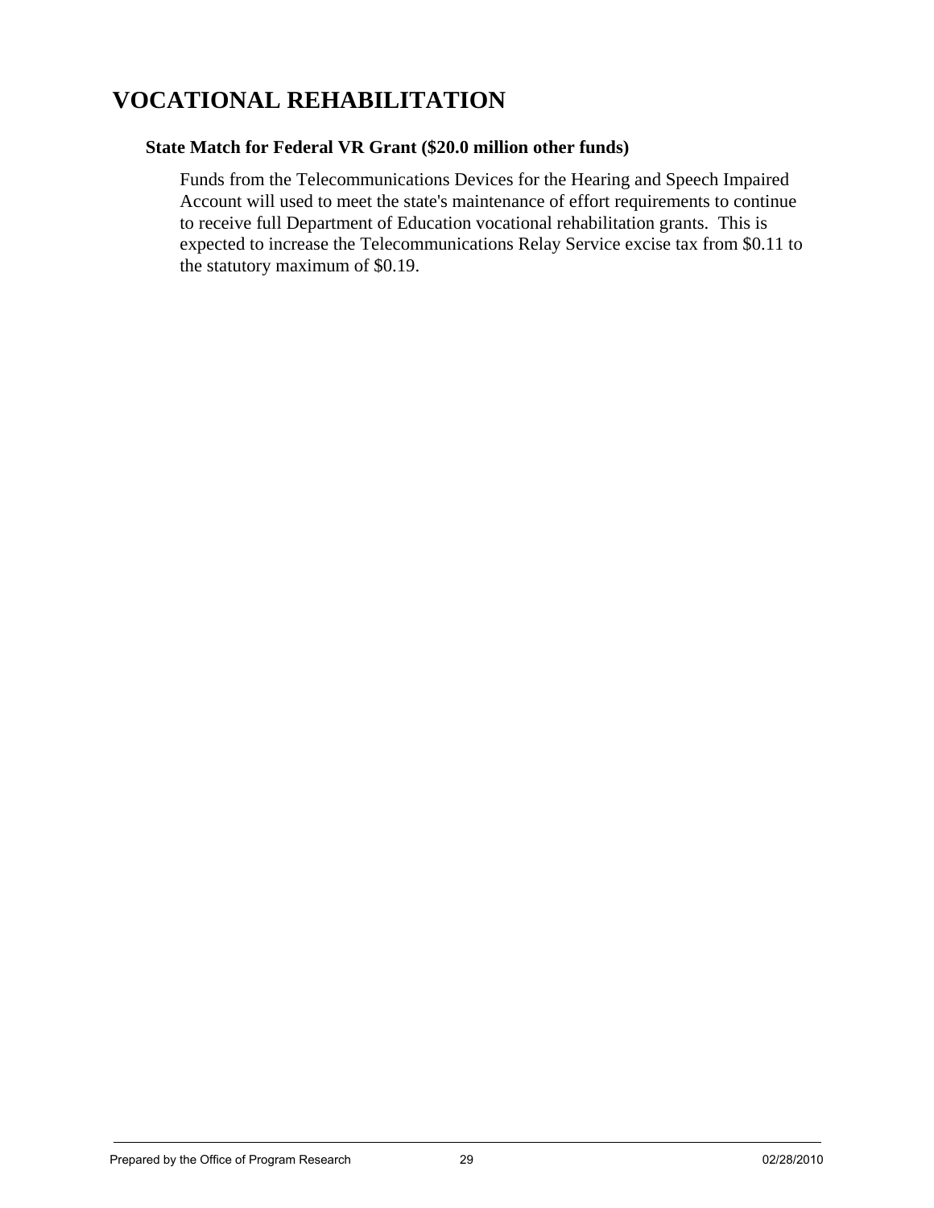# VOCATIONAL REHABILITATION

### State Match for Federal VR Grant ($20.0 million other funds)

Funds from the Telecommunications Devices for the Hearing and Speech Impaired Account will used to meet the state's maintenance of effort requirements to continue to receive full Department of Education vocational rehabilitation grants. This is expected to increase the Telecommunications Relay Service excise tax from $0.11 to the statutory maximum of $0.19.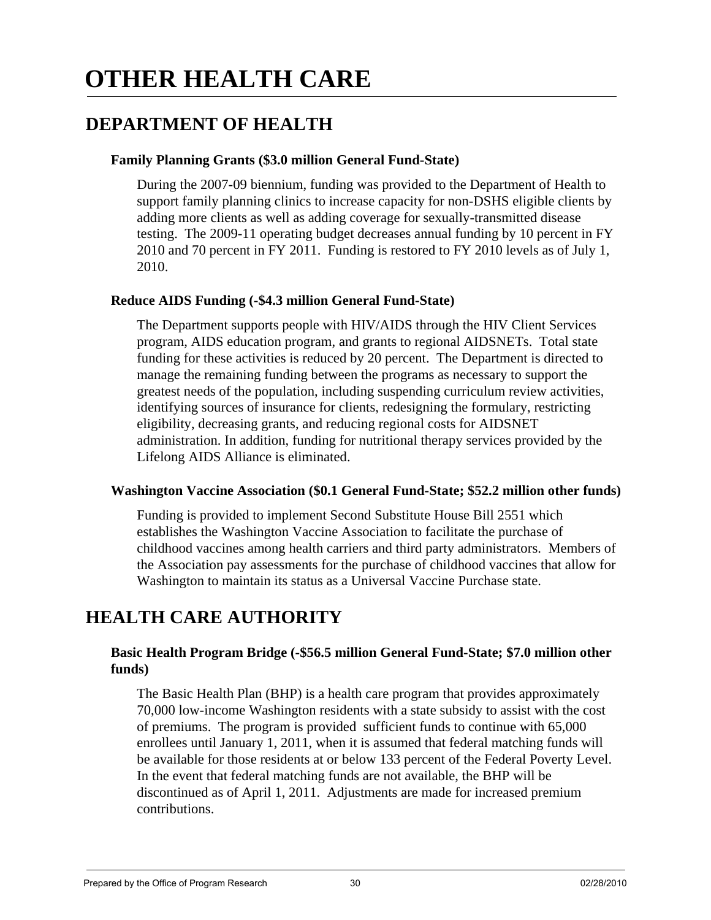# OTHER HEALTH CARE

## DEPARTMENT OF HEALTH

### Family Planning Grants ($3.0 million General Fund-State)

During the 2007-09 biennium, funding was provided to the Department of Health to support family planning clinics to increase capacity for non-DSHS eligible clients by adding more clients as well as adding coverage for sexually-transmitted disease testing. The 2009-11 operating budget decreases annual funding by 10 percent in FY 2010 and 70 percent in FY 2011. Funding is restored to FY 2010 levels as of July 1, 2010.

### Reduce AIDS Funding (-$4.3 million General Fund-State)

The Department supports people with HIV/AIDS through the HIV Client Services program, AIDS education program, and grants to regional AIDSNETs. Total state funding for these activities is reduced by 20 percent. The Department is directed to manage the remaining funding between the programs as necessary to support the greatest needs of the population, including suspending curriculum review activities, identifying sources of insurance for clients, redesigning the formulary, restricting eligibility, decreasing grants, and reducing regional costs for AIDSNET administration. In addition, funding for nutritional therapy services provided by the Lifelong AIDS Alliance is eliminated.

### Washington Vaccine Association ($0.1 General Fund-State; $52.2 million other funds)

Funding is provided to implement Second Substitute House Bill 2551 which establishes the Washington Vaccine Association to facilitate the purchase of childhood vaccines among health carriers and third party administrators. Members of the Association pay assessments for the purchase of childhood vaccines that allow for Washington to maintain its status as a Universal Vaccine Purchase state.

## HEALTH CARE AUTHORITY

### Basic Health Program Bridge (-$56.5 million General Fund-State; $7.0 million other funds)

The Basic Health Plan (BHP) is a health care program that provides approximately 70,000 low-income Washington residents with a state subsidy to assist with the cost of premiums. The program is provided sufficient funds to continue with 65,000 enrollees until January 1, 2011, when it is assumed that federal matching funds will be available for those residents at or below 133 percent of the Federal Poverty Level. In the event that federal matching funds are not available, the BHP will be discontinued as of April 1, 2011. Adjustments are made for increased premium contributions.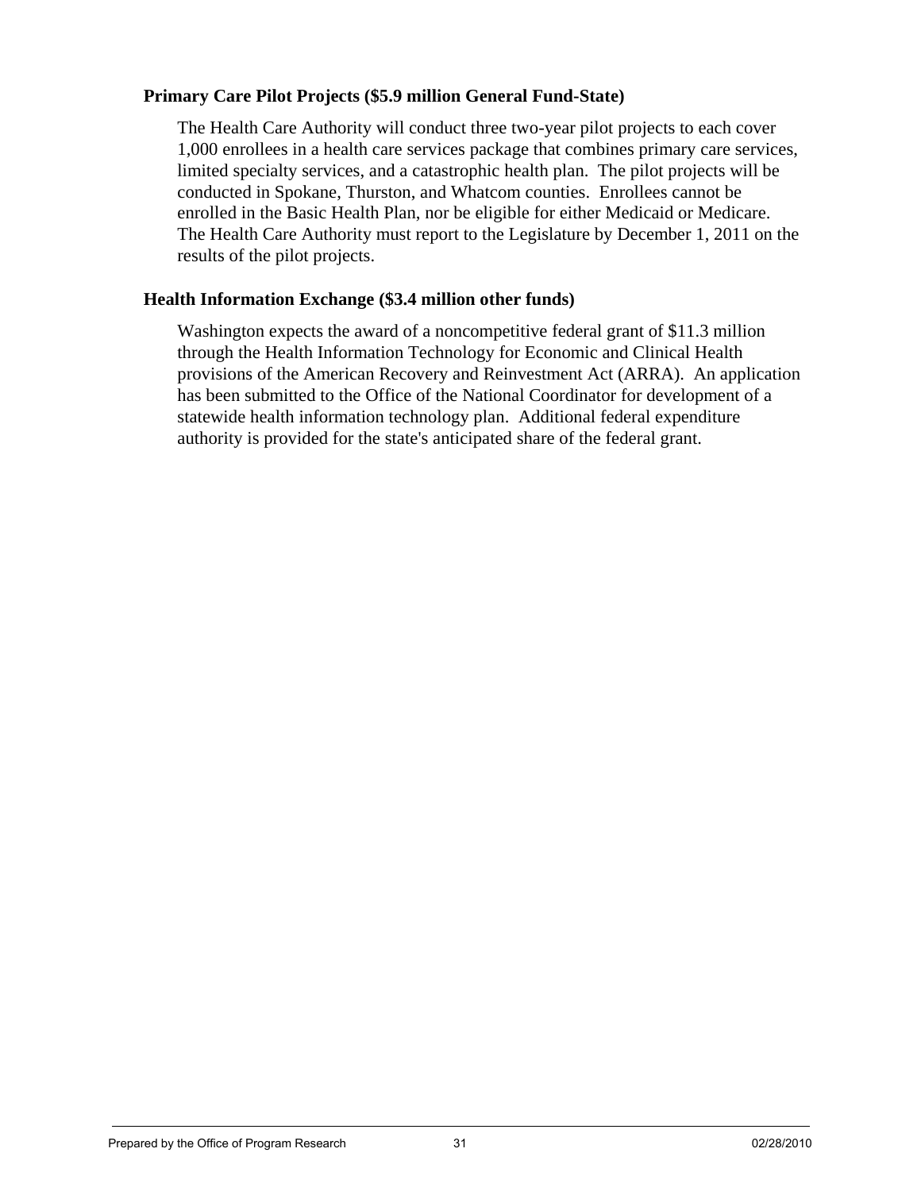**Primary Care Pilot Projects ($5.9 million General Fund-State)**

The Health Care Authority will conduct three two-year pilot projects to each cover 1,000 enrollees in a health care services package that combines primary care services, limited specialty services, and a catastrophic health plan. The pilot projects will be conducted in Spokane, Thurston, and Whatcom counties. Enrollees cannot be enrolled in the Basic Health Plan, nor be eligible for either Medicaid or Medicare. The Health Care Authority must report to the Legislature by December 1, 2011 on the results of the pilot projects.

**Health Information Exchange ($3.4 million other funds)**

Washington expects the award of a noncompetitive federal grant of $11.3 million through the Health Information Technology for Economic and Clinical Health provisions of the American Recovery and Reinvestment Act (ARRA). An application has been submitted to the Office of the National Coordinator for development of a statewide health information technology plan. Additional federal expenditure authority is provided for the state's anticipated share of the federal grant.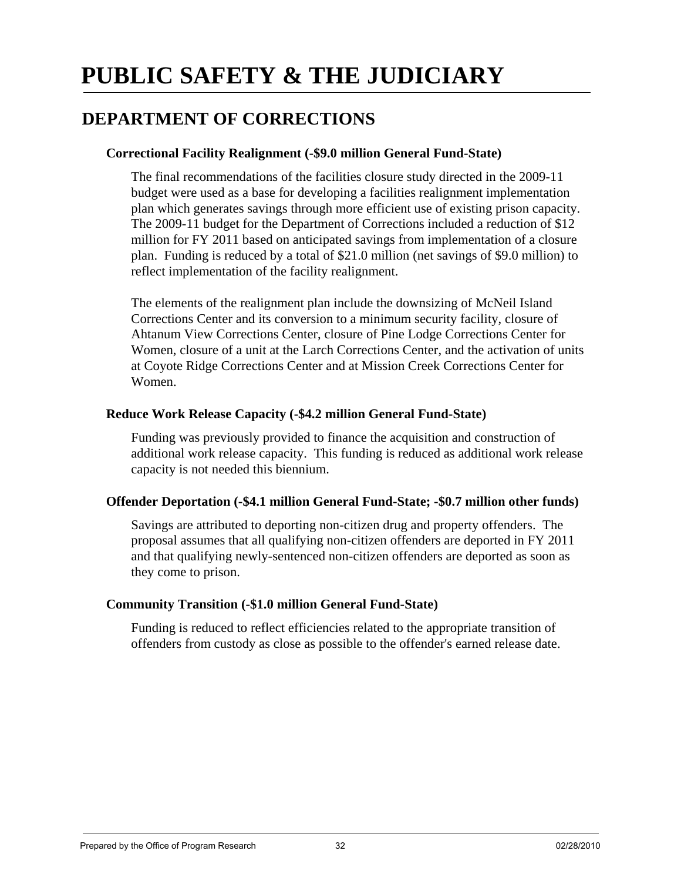# PUBLIC SAFETY & THE JUDICIARY

## DEPARTMENT OF CORRECTIONS

### Correctional Facility Realignment (-$9.0 million General Fund-State)

The final recommendations of the facilities closure study directed in the 2009-11 budget were used as a base for developing a facilities realignment implementation plan which generates savings through more efficient use of existing prison capacity. The 2009-11 budget for the Department of Corrections included a reduction of $12 million for FY 2011 based on anticipated savings from implementation of a closure plan. Funding is reduced by a total of $21.0 million (net savings of $9.0 million) to reflect implementation of the facility realignment.

The elements of the realignment plan include the downsizing of McNeil Island Corrections Center and its conversion to a minimum security facility, closure of Ahtanum View Corrections Center, closure of Pine Lodge Corrections Center for Women, closure of a unit at the Larch Corrections Center, and the activation of units at Coyote Ridge Corrections Center and at Mission Creek Corrections Center for Women.

### Reduce Work Release Capacity (-$4.2 million General Fund-State)

Funding was previously provided to finance the acquisition and construction of additional work release capacity. This funding is reduced as additional work release capacity is not needed this biennium.

### Offender Deportation (-$4.1 million General Fund-State; -$0.7 million other funds)

Savings are attributed to deporting non-citizen drug and property offenders. The proposal assumes that all qualifying non-citizen offenders are deported in FY 2011 and that qualifying newly-sentenced non-citizen offenders are deported as soon as they come to prison.

### Community Transition (-$1.0 million General Fund-State)

Funding is reduced to reflect efficiencies related to the appropriate transition of offenders from custody as close as possible to the offender's earned release date.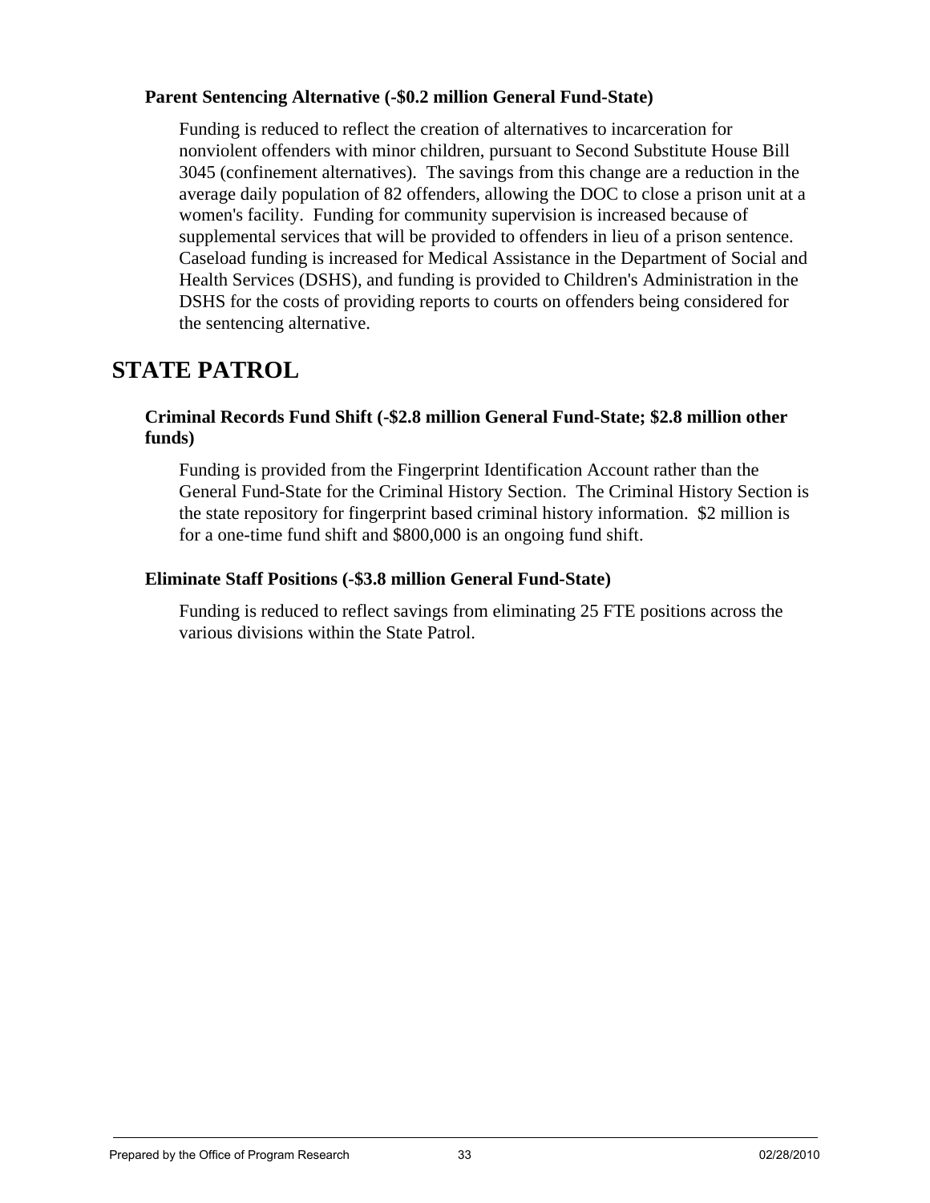**Parent Sentencing Alternative (-$0.2 million General Fund-State)**

Funding is reduced to reflect the creation of alternatives to incarceration for nonviolent offenders with minor children, pursuant to Second Substitute House Bill 3045 (confinement alternatives). The savings from this change are a reduction in the average daily population of 82 offenders, allowing the DOC to close a prison unit at a women's facility. Funding for community supervision is increased because of supplemental services that will be provided to offenders in lieu of a prison sentence. Caseload funding is increased for Medical Assistance in the Department of Social and Health Services (DSHS), and funding is provided to Children's Administration in the DSHS for the costs of providing reports to courts on offenders being considered for the sentencing alternative.

# STATE PATROL

**Criminal Records Fund Shift (-$2.8 million General Fund-State; $2.8 million other funds)**

Funding is provided from the Fingerprint Identification Account rather than the General Fund-State for the Criminal History Section. The Criminal History Section is the state repository for fingerprint based criminal history information. $2 million is for a one-time fund shift and $800,000 is an ongoing fund shift.

**Eliminate Staff Positions (-$3.8 million General Fund-State)**

Funding is reduced to reflect savings from eliminating 25 FTE positions across the various divisions within the State Patrol.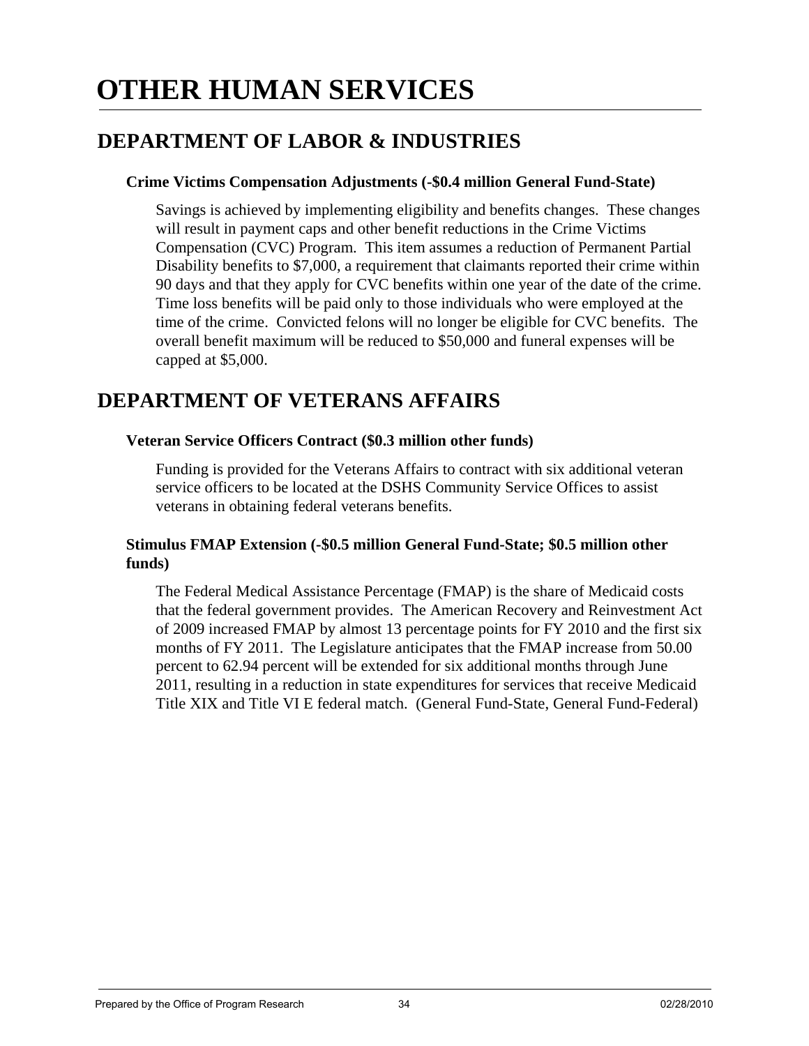# OTHER HUMAN SERVICES

## DEPARTMENT OF LABOR & INDUSTRIES

### Crime Victims Compensation Adjustments (-$0.4 million General Fund-State)

Savings is achieved by implementing eligibility and benefits changes. These changes will result in payment caps and other benefit reductions in the Crime Victims Compensation (CVC) Program. This item assumes a reduction of Permanent Partial Disability benefits to $7,000, a requirement that claimants reported their crime within 90 days and that they apply for CVC benefits within one year of the date of the crime. Time loss benefits will be paid only to those individuals who were employed at the time of the crime. Convicted felons will no longer be eligible for CVC benefits. The overall benefit maximum will be reduced to $50,000 and funeral expenses will be capped at $5,000.

## DEPARTMENT OF VETERANS AFFAIRS

### Veteran Service Officers Contract ($0.3 million other funds)

Funding is provided for the Veterans Affairs to contract with six additional veteran service officers to be located at the DSHS Community Service Offices to assist veterans in obtaining federal veterans benefits.

### Stimulus FMAP Extension (-$0.5 million General Fund-State; $0.5 million other funds)

The Federal Medical Assistance Percentage (FMAP) is the share of Medicaid costs that the federal government provides. The American Recovery and Reinvestment Act of 2009 increased FMAP by almost 13 percentage points for FY 2010 and the first six months of FY 2011. The Legislature anticipates that the FMAP increase from 50.00 percent to 62.94 percent will be extended for six additional months through June 2011, resulting in a reduction in state expenditures for services that receive Medicaid Title XIX and Title VI E federal match. (General Fund-State, General Fund-Federal)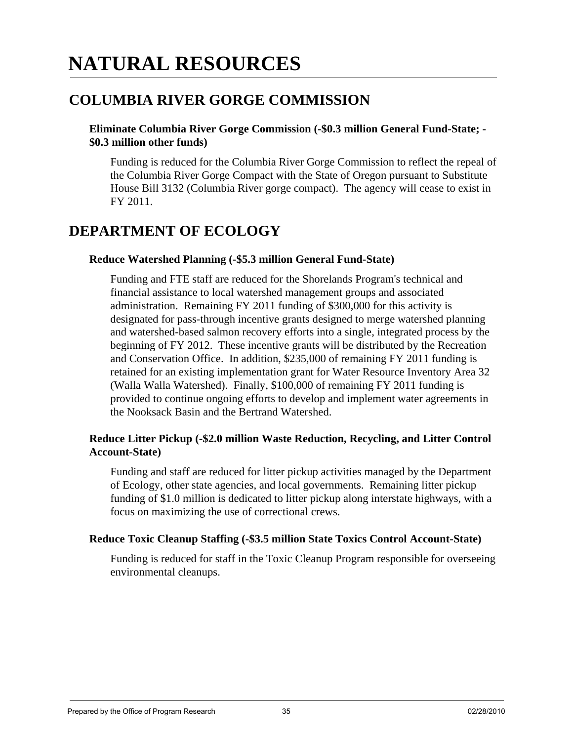# NATURAL RESOURCES

## COLUMBIA RIVER GORGE COMMISSION

**Eliminate Columbia River Gorge Commission (-$0.3 million General Fund-State; -$0.3 million other funds)**

Funding is reduced for the Columbia River Gorge Commission to reflect the repeal of the Columbia River Gorge Compact with the State of Oregon pursuant to Substitute House Bill 3132 (Columbia River gorge compact). The agency will cease to exist in FY 2011.

## DEPARTMENT OF ECOLOGY

**Reduce Watershed Planning (-$5.3 million General Fund-State)**

Funding and FTE staff are reduced for the Shorelands Program's technical and financial assistance to local watershed management groups and associated administration. Remaining FY 2011 funding of $300,000 for this activity is designated for pass-through incentive grants designed to merge watershed planning and watershed-based salmon recovery efforts into a single, integrated process by the beginning of FY 2012. These incentive grants will be distributed by the Recreation and Conservation Office. In addition, $235,000 of remaining FY 2011 funding is retained for an existing implementation grant for Water Resource Inventory Area 32 (Walla Walla Watershed). Finally, $100,000 of remaining FY 2011 funding is provided to continue ongoing efforts to develop and implement water agreements in the Nooksack Basin and the Bertrand Watershed.

**Reduce Litter Pickup (-$2.0 million Waste Reduction, Recycling, and Litter Control Account-State)**

Funding and staff are reduced for litter pickup activities managed by the Department of Ecology, other state agencies, and local governments. Remaining litter pickup funding of $1.0 million is dedicated to litter pickup along interstate highways, with a focus on maximizing the use of correctional crews.

**Reduce Toxic Cleanup Staffing (-$3.5 million State Toxics Control Account-State)**

Funding is reduced for staff in the Toxic Cleanup Program responsible for overseeing environmental cleanups.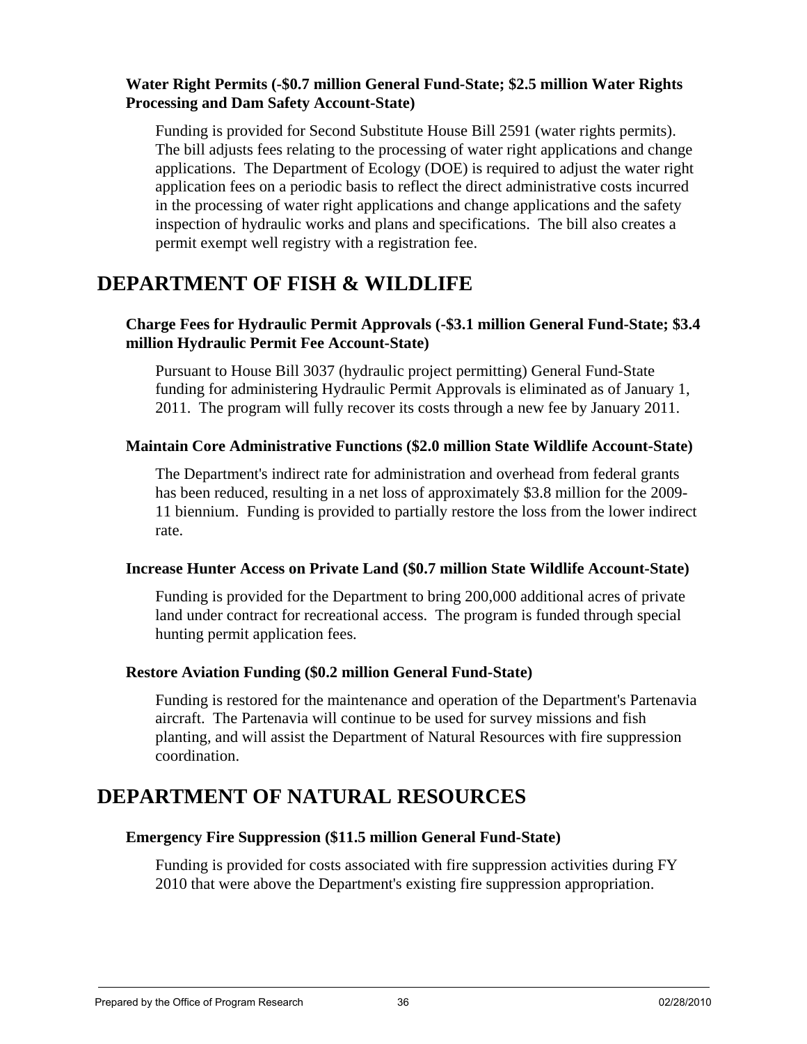### Water Right Permits (-$0.7 million General Fund-State; $2.5 million Water Rights Processing and Dam Safety Account-State)

Funding is provided for Second Substitute House Bill 2591 (water rights permits). The bill adjusts fees relating to the processing of water right applications and change applications. The Department of Ecology (DOE) is required to adjust the water right application fees on a periodic basis to reflect the direct administrative costs incurred in the processing of water right applications and change applications and the safety inspection of hydraulic works and plans and specifications. The bill also creates a permit exempt well registry with a registration fee.

## DEPARTMENT OF FISH & WILDLIFE

### Charge Fees for Hydraulic Permit Approvals (-$3.1 million General Fund-State; $3.4 million Hydraulic Permit Fee Account-State)

Pursuant to House Bill 3037 (hydraulic project permitting) General Fund-State funding for administering Hydraulic Permit Approvals is eliminated as of January 1, 2011. The program will fully recover its costs through a new fee by January 2011.

### Maintain Core Administrative Functions ($2.0 million State Wildlife Account-State)

The Department's indirect rate for administration and overhead from federal grants has been reduced, resulting in a net loss of approximately $3.8 million for the 2009-11 biennium. Funding is provided to partially restore the loss from the lower indirect rate.

### Increase Hunter Access on Private Land ($0.7 million State Wildlife Account-State)

Funding is provided for the Department to bring 200,000 additional acres of private land under contract for recreational access. The program is funded through special hunting permit application fees.

### Restore Aviation Funding ($0.2 million General Fund-State)

Funding is restored for the maintenance and operation of the Department's Partenavia aircraft. The Partenavia will continue to be used for survey missions and fish planting, and will assist the Department of Natural Resources with fire suppression coordination.

## DEPARTMENT OF NATURAL RESOURCES

### Emergency Fire Suppression ($11.5 million General Fund-State)

Funding is provided for costs associated with fire suppression activities during FY 2010 that were above the Department's existing fire suppression appropriation.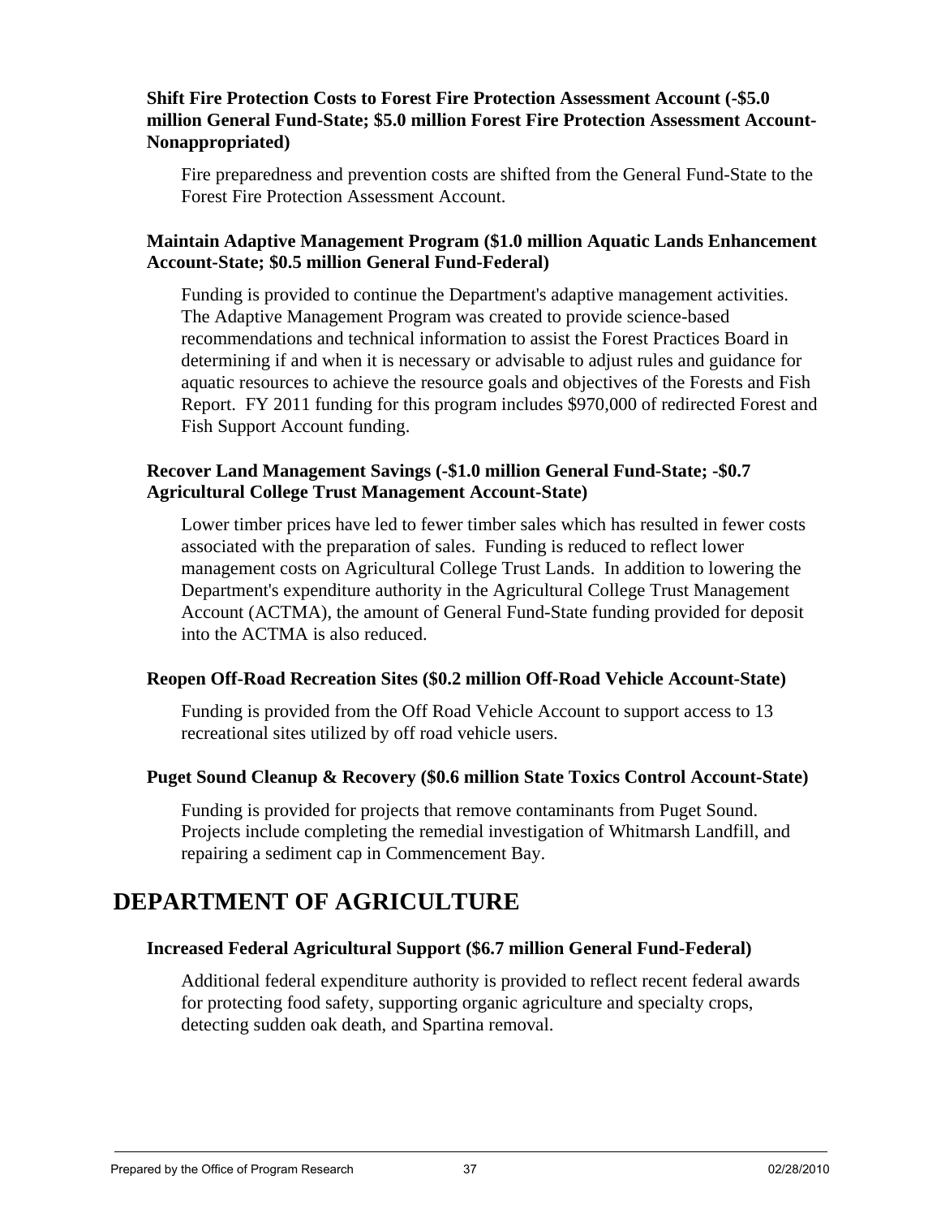**Shift Fire Protection Costs to Forest Fire Protection Assessment Account (-$5.0 million General Fund-State; $5.0 million Forest Fire Protection Assessment Account-Nonappropriated)**

Fire preparedness and prevention costs are shifted from the General Fund-State to the Forest Fire Protection Assessment Account.

**Maintain Adaptive Management Program ($1.0 million Aquatic Lands Enhancement Account-State; $0.5 million General Fund-Federal)**

Funding is provided to continue the Department's adaptive management activities. The Adaptive Management Program was created to provide science-based recommendations and technical information to assist the Forest Practices Board in determining if and when it is necessary or advisable to adjust rules and guidance for aquatic resources to achieve the resource goals and objectives of the Forests and Fish Report. FY 2011 funding for this program includes $970,000 of redirected Forest and Fish Support Account funding.

**Recover Land Management Savings (-$1.0 million General Fund-State; -$0.7 Agricultural College Trust Management Account-State)**

Lower timber prices have led to fewer timber sales which has resulted in fewer costs associated with the preparation of sales. Funding is reduced to reflect lower management costs on Agricultural College Trust Lands. In addition to lowering the Department's expenditure authority in the Agricultural College Trust Management Account (ACTMA), the amount of General Fund-State funding provided for deposit into the ACTMA is also reduced.

**Reopen Off-Road Recreation Sites ($0.2 million Off-Road Vehicle Account-State)**

Funding is provided from the Off Road Vehicle Account to support access to 13 recreational sites utilized by off road vehicle users.

**Puget Sound Cleanup & Recovery ($0.6 million State Toxics Control Account-State)**

Funding is provided for projects that remove contaminants from Puget Sound. Projects include completing the remedial investigation of Whitmarsh Landfill, and repairing a sediment cap in Commencement Bay.

# DEPARTMENT OF AGRICULTURE

**Increased Federal Agricultural Support ($6.7 million General Fund-Federal)**

Additional federal expenditure authority is provided to reflect recent federal awards for protecting food safety, supporting organic agriculture and specialty crops, detecting sudden oak death, and Spartina removal.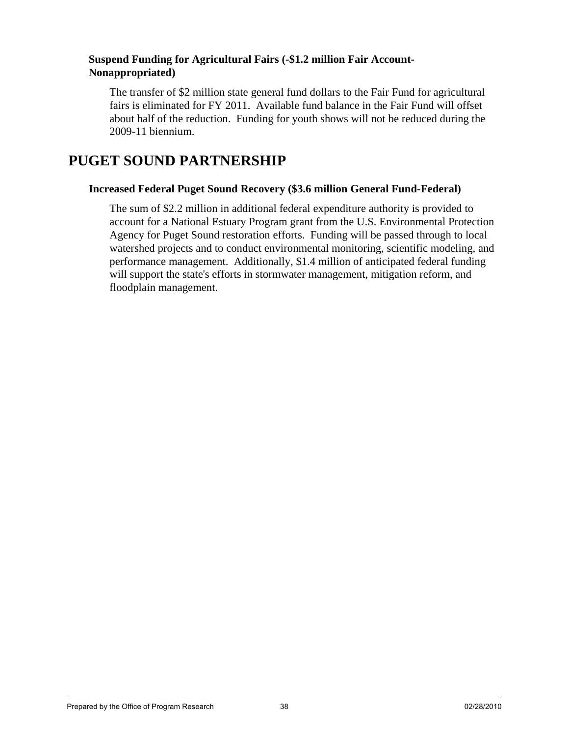### Suspend Funding for Agricultural Fairs (-$1.2 million Fair Account-Nonappropriated)

The transfer of $2 million state general fund dollars to the Fair Fund for agricultural fairs is eliminated for FY 2011. Available fund balance in the Fair Fund will offset about half of the reduction. Funding for youth shows will not be reduced during the 2009-11 biennium.

## PUGET SOUND PARTNERSHIP

### Increased Federal Puget Sound Recovery ($3.6 million General Fund-Federal)

The sum of $2.2 million in additional federal expenditure authority is provided to account for a National Estuary Program grant from the U.S. Environmental Protection Agency for Puget Sound restoration efforts. Funding will be passed through to local watershed projects and to conduct environmental monitoring, scientific modeling, and performance management. Additionally, $1.4 million of anticipated federal funding will support the state's efforts in stormwater management, mitigation reform, and floodplain management.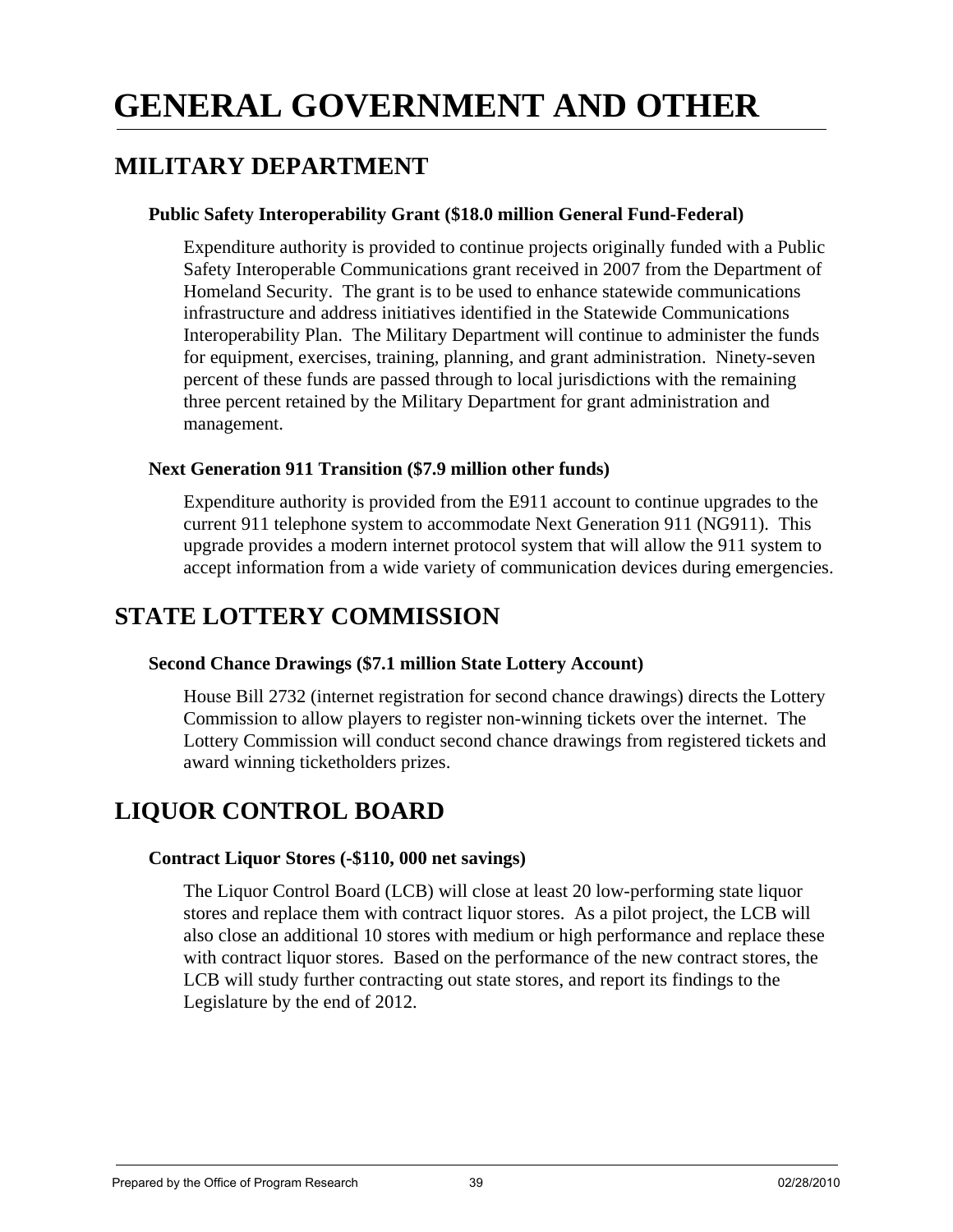# GENERAL GOVERNMENT AND OTHER

## MILITARY DEPARTMENT

**Public Safety Interoperability Grant ($18.0 million General Fund-Federal)**

Expenditure authority is provided to continue projects originally funded with a Public Safety Interoperable Communications grant received in 2007 from the Department of Homeland Security. The grant is to be used to enhance statewide communications infrastructure and address initiatives identified in the Statewide Communications Interoperability Plan. The Military Department will continue to administer the funds for equipment, exercises, training, planning, and grant administration. Ninety-seven percent of these funds are passed through to local jurisdictions with the remaining three percent retained by the Military Department for grant administration and management.

**Next Generation 911 Transition ($7.9 million other funds)**

Expenditure authority is provided from the E911 account to continue upgrades to the current 911 telephone system to accommodate Next Generation 911 (NG911). This upgrade provides a modern internet protocol system that will allow the 911 system to accept information from a wide variety of communication devices during emergencies.

## STATE LOTTERY COMMISSION

**Second Chance Drawings ($7.1 million State Lottery Account)**

House Bill 2732 (internet registration for second chance drawings) directs the Lottery Commission to allow players to register non-winning tickets over the internet. The Lottery Commission will conduct second chance drawings from registered tickets and award winning ticketholders prizes.

## LIQUOR CONTROL BOARD

**Contract Liquor Stores (-$110, 000 net savings)**

The Liquor Control Board (LCB) will close at least 20 low-performing state liquor stores and replace them with contract liquor stores. As a pilot project, the LCB will also close an additional 10 stores with medium or high performance and replace these with contract liquor stores. Based on the performance of the new contract stores, the LCB will study further contracting out state stores, and report its findings to the Legislature by the end of 2012.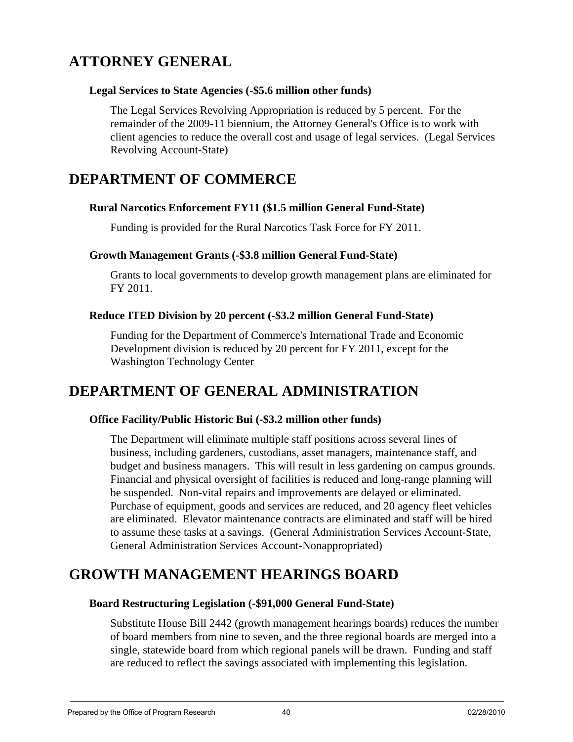## ATTORNEY GENERAL

### Legal Services to State Agencies (-$5.6 million other funds)

The Legal Services Revolving Appropriation is reduced by 5 percent. For the remainder of the 2009-11 biennium, the Attorney General's Office is to work with client agencies to reduce the overall cost and usage of legal services. (Legal Services Revolving Account-State)

## DEPARTMENT OF COMMERCE

### Rural Narcotics Enforcement FY11 ($1.5 million General Fund-State)

Funding is provided for the Rural Narcotics Task Force for FY 2011.

### Growth Management Grants (-$3.8 million General Fund-State)

Grants to local governments to develop growth management plans are eliminated for FY 2011.

### Reduce ITED Division by 20 percent (-$3.2 million General Fund-State)

Funding for the Department of Commerce's International Trade and Economic Development division is reduced by 20 percent for FY 2011, except for the Washington Technology Center

## DEPARTMENT OF GENERAL ADMINISTRATION

### Office Facility/Public Historic Bui (-$3.2 million other funds)

The Department will eliminate multiple staff positions across several lines of business, including gardeners, custodians, asset managers, maintenance staff, and budget and business managers. This will result in less gardening on campus grounds. Financial and physical oversight of facilities is reduced and long-range planning will be suspended. Non-vital repairs and improvements are delayed or eliminated. Purchase of equipment, goods and services are reduced, and 20 agency fleet vehicles are eliminated. Elevator maintenance contracts are eliminated and staff will be hired to assume these tasks at a savings. (General Administration Services Account-State, General Administration Services Account-Nonappropriated)

## GROWTH MANAGEMENT HEARINGS BOARD

### Board Restructuring Legislation (-$91,000 General Fund-State)

Substitute House Bill 2442 (growth management hearings boards) reduces the number of board members from nine to seven, and the three regional boards are merged into a single, statewide board from which regional panels will be drawn. Funding and staff are reduced to reflect the savings associated with implementing this legislation.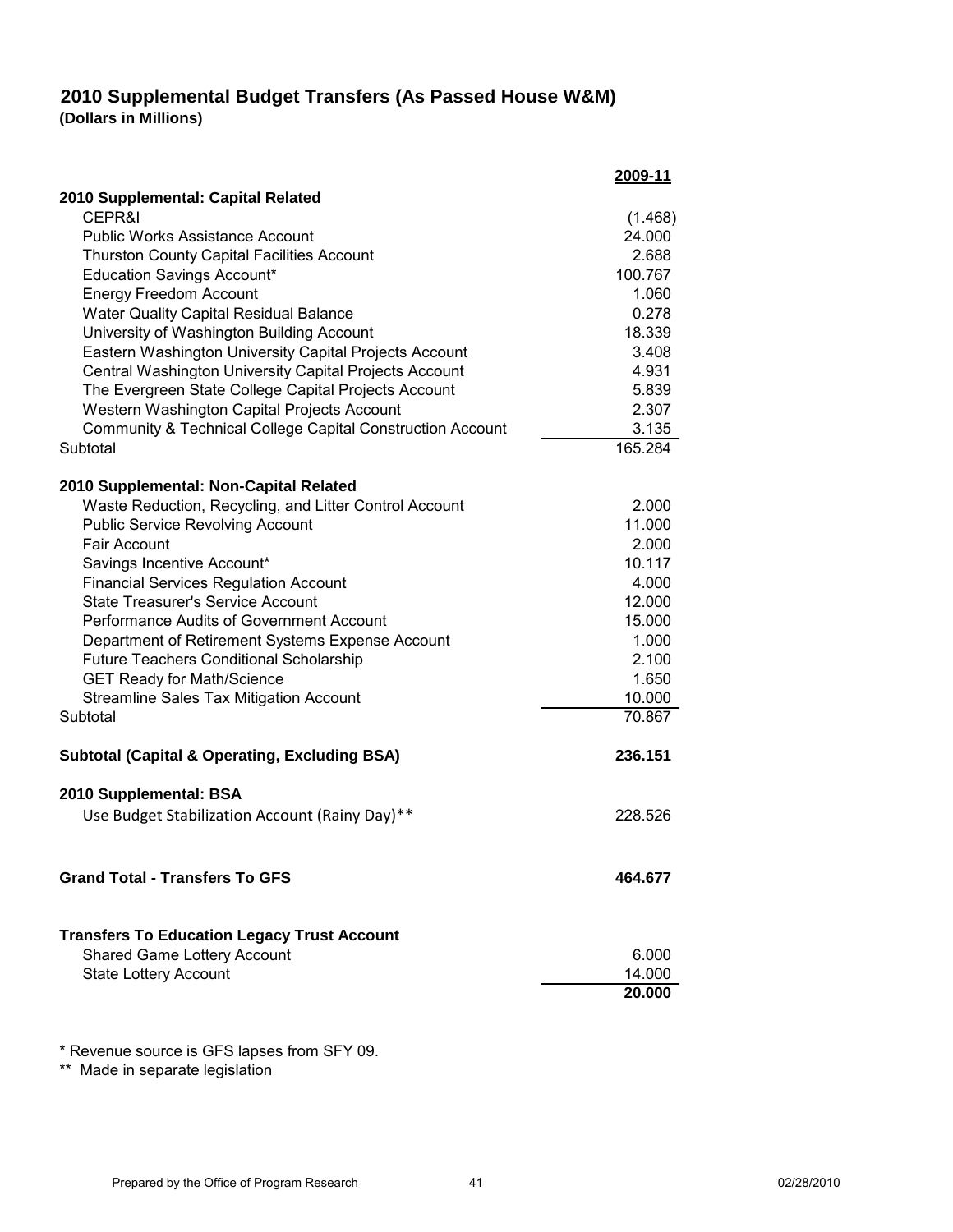## 2010 Supplemental Budget Transfers (As Passed House W&M)

**(Dollars in Millions)**

| | 2009-11 |
|---|---|
| **2010 Supplemental: Capital Related** | |
| CEPR&I | (1.468) |
| Public Works Assistance Account | 24.000 |
| Thurston County Capital Facilities Account | 2.688 |
| Education Savings Account* | 100.767 |
| Energy Freedom Account | 1.060 |
| Water Quality Capital Residual Balance | 0.278 |
| University of Washington Building Account | 18.339 |
| Eastern Washington University Capital Projects Account | 3.408 |
| Central Washington University Capital Projects Account | 4.931 |
| The Evergreen State College Capital Projects Account | 5.839 |
| Western Washington Capital Projects Account | 2.307 |
| Community & Technical College Capital Construction Account | 3.135 |
| Subtotal | 165.284 |
| **2010 Supplemental: Non-Capital Related** | |
| Waste Reduction, Recycling, and Litter Control Account | 2.000 |
| Public Service Revolving Account | 11.000 |
| Fair Account | 2.000 |
| Savings Incentive Account* | 10.117 |
| Financial Services Regulation Account | 4.000 |
| State Treasurer's Service Account | 12.000 |
| Performance Audits of Government Account | 15.000 |
| Department of Retirement Systems Expense Account | 1.000 |
| Future Teachers Conditional Scholarship | 2.100 |
| GET Ready for Math/Science | 1.650 |
| Streamline Sales Tax Mitigation Account | 10.000 |
| Subtotal | 70.867 |
| **Subtotal (Capital & Operating, Excluding BSA)** | **236.151** |
| **2010 Supplemental: BSA** | |
| Use Budget Stabilization Account (Rainy Day)** | 228.526 |
| **Grand Total - Transfers To GFS** | **464.677** |
| **Transfers To Education Legacy Trust Account** | |
| Shared Game Lottery Account | 6.000 |
| State Lottery Account | 14.000 |
| | **20.000** |

\* Revenue source is GFS lapses from SFY 09.

\*\* Made in separate legislation

Prepared by the Office of Program Research 02/28/2010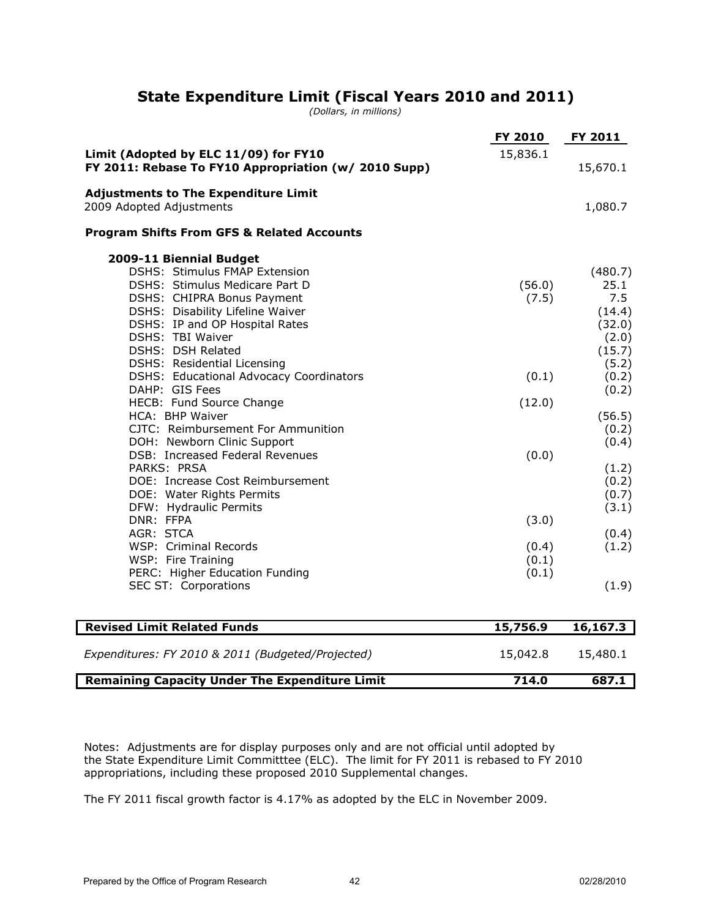# State Expenditure Limit (Fiscal Years 2010 and 2011)

*(Dollars, in millions)*

| | FY 2010 | FY 2011 |
|---|---|---|
| **Limit (Adopted by ELC 11/09) for FY10** | 15,836.1 | |
| **FY 2011: Rebase To FY10 Appropriation (w/ 2010 Supp)** | | 15,670.1 |
| **Adjustments to The Expenditure Limit** | | |
| 2009 Adopted Adjustments | | 1,080.7 |
| **Program Shifts From GFS & Related Accounts** | | |
| **2009-11 Biennial Budget** | | |
| DSHS: Stimulus FMAP Extension | | (480.7) |
| DSHS: Stimulus Medicare Part D | (56.0) | 25.1 |
| DSHS: CHIPRA Bonus Payment | (7.5) | 7.5 |
| DSHS: Disability Lifeline Waiver | | (14.4) |
| DSHS: IP and OP Hospital Rates | | (32.0) |
| DSHS: TBI Waiver | | (2.0) |
| DSHS: DSH Related | | (15.7) |
| DSHS: Residential Licensing | | (5.2) |
| DSHS: Educational Advocacy Coordinators | (0.1) | (0.2) |
| DAHP: GIS Fees | | (0.2) |
| HECB: Fund Source Change | (12.0) | |
| HCA: BHP Waiver | | (56.5) |
| CJTC: Reimbursement For Ammunition | | (0.2) |
| DOH: Newborn Clinic Support | | (0.4) |
| DSB: Increased Federal Revenues | (0.0) | |
| PARKS: PRSA | | (1.2) |
| DOE: Increase Cost Reimbursement | | (0.2) |
| DOE: Water Rights Permits | | (0.7) |
| DFW: Hydraulic Permits | | (3.1) |
| DNR: FFPA | (3.0) | |
| AGR: STCA | | (0.4) |
| WSP: Criminal Records | (0.4) | (1.2) |
| WSP: Fire Training | (0.1) | |
| PERC: Higher Education Funding | (0.1) | |
| SEC ST: Corporations | | (1.9) |
| **Revised Limit Related Funds** | **15,756.9** | **16,167.3** |
| *Expenditures: FY 2010 & 2011 (Budgeted/Projected)* | 15,042.8 | 15,480.1 |
| **Remaining Capacity Under The Expenditure Limit** | **714.0** | **687.1** |

Notes: Adjustments are for display purposes only and are not official until adopted by the State Expenditure Limit Committtee (ELC). The limit for FY 2011 is rebased to FY 2010 appropriations, including these proposed 2010 Supplemental changes.

The FY 2011 fiscal growth factor is 4.17% as adopted by the ELC in November 2009.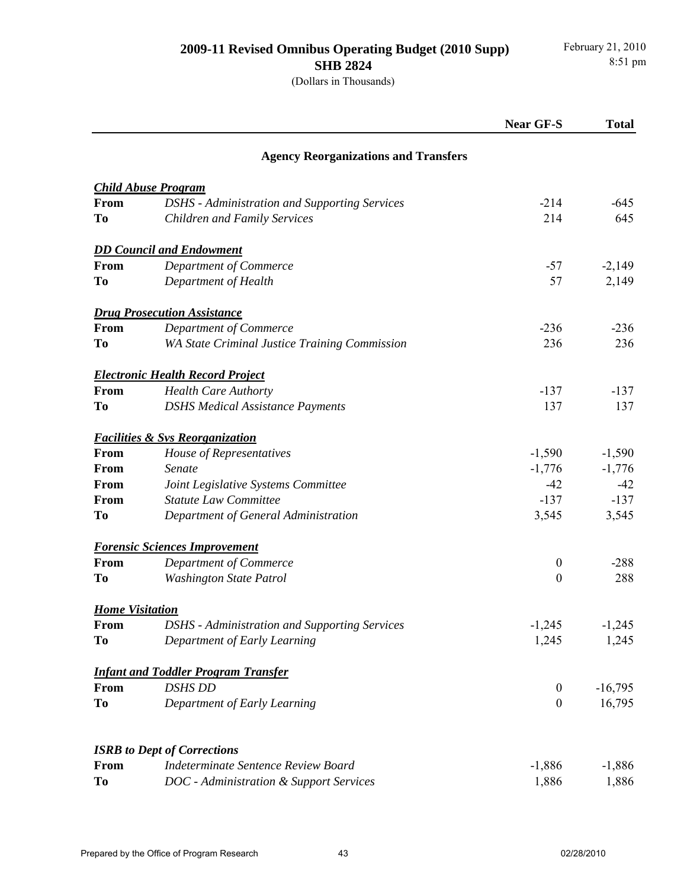# 2009-11 Revised Omnibus Operating Budget (2010 Supp)

**SHB 2824**

(Dollars in Thousands)

February 21, 2010
8:51 pm

## Agency Reorganizations and Transfers

| | | Near GF-S | Total |
|---|---|---|---|
| ***Child Abuse Program*** | | | |
| **From** | *DSHS - Administration and Supporting Services* | -214 | -645 |
| **To** | *Children and Family Services* | 214 | 645 |
| ***DD Council and Endowment*** | | | |
| **From** | *Department of Commerce* | -57 | -2,149 |
| **To** | *Department of Health* | 57 | 2,149 |
| ***Drug Prosecution Assistance*** | | | |
| **From** | *Department of Commerce* | -236 | -236 |
| **To** | *WA State Criminal Justice Training Commission* | 236 | 236 |
| ***Electronic Health Record Project*** | | | |
| **From** | *Health Care Authorty* | -137 | -137 |
| **To** | *DSHS Medical Assistance Payments* | 137 | 137 |
| ***Facilities & Svs Reorganization*** | | | |
| **From** | *House of Representatives* | -1,590 | -1,590 |
| **From** | *Senate* | -1,776 | -1,776 |
| **From** | *Joint Legislative Systems Committee* | -42 | -42 |
| **From** | *Statute Law Committee* | -137 | -137 |
| **To** | *Department of General Administration* | 3,545 | 3,545 |
| ***Forensic Sciences Improvement*** | | | |
| **From** | *Department of Commerce* | 0 | -288 |
| **To** | *Washington State Patrol* | 0 | 288 |
| ***Home Visitation*** | | | |
| **From** | *DSHS - Administration and Supporting Services* | -1,245 | -1,245 |
| **To** | *Department of Early Learning* | 1,245 | 1,245 |
| ***Infant and Toddler Program Transfer*** | | | |
| **From** | *DSHS DD* | 0 | -16,795 |
| **To** | *Department of Early Learning* | 0 | 16,795 |
| ***ISRB to Dept of Corrections*** | | | |
| **From** | *Indeterminate Sentence Review Board* | -1,886 | -1,886 |
| **To** | *DOC - Administration & Support Services* | 1,886 | 1,886 |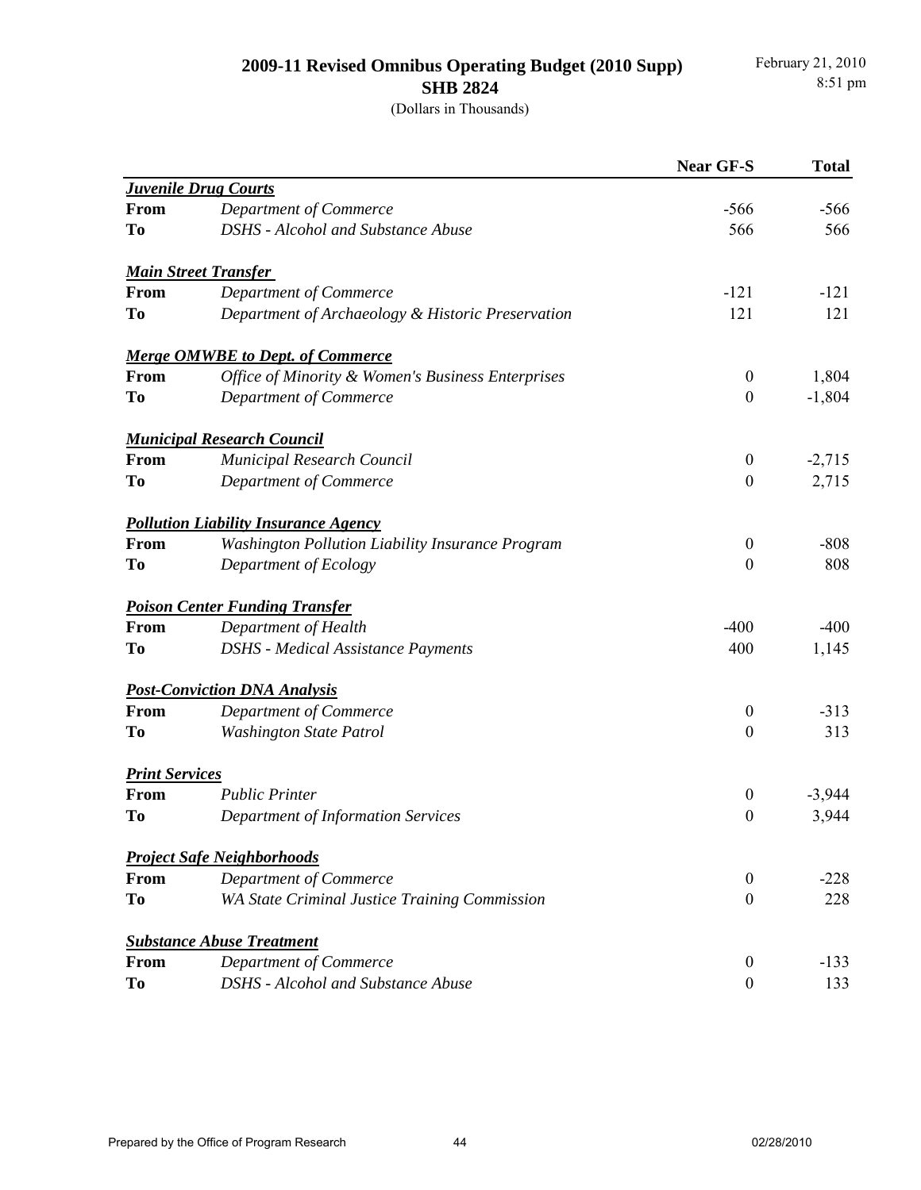# 2009-11 Revised Omnibus Operating Budget (2010 Supp)
## SHB 2824
(Dollars in Thousands)

February 21, 2010
8:51 pm

| | | Near GF-S | Total |
|---|---|---|---|
| ***Juvenile Drug Courts*** | | | |
| **From** | *Department of Commerce* | -566 | -566 |
| **To** | *DSHS - Alcohol and Substance Abuse* | 566 | 566 |
| ***Main Street Transfer*** | | | |
| **From** | *Department of Commerce* | -121 | -121 |
| **To** | *Department of Archaeology & Historic Preservation* | 121 | 121 |
| ***Merge OMWBE to Dept. of Commerce*** | | | |
| **From** | *Office of Minority & Women's Business Enterprises* | 0 | 1,804 |
| **To** | *Department of Commerce* | 0 | -1,804 |
| ***Municipal Research Council*** | | | |
| **From** | *Municipal Research Council* | 0 | -2,715 |
| **To** | *Department of Commerce* | 0 | 2,715 |
| ***Pollution Liability Insurance Agency*** | | | |
| **From** | *Washington Pollution Liability Insurance Program* | 0 | -808 |
| **To** | *Department of Ecology* | 0 | 808 |
| ***Poison Center Funding Transfer*** | | | |
| **From** | *Department of Health* | -400 | -400 |
| **To** | *DSHS - Medical Assistance Payments* | 400 | 1,145 |
| ***Post-Conviction DNA Analysis*** | | | |
| **From** | *Department of Commerce* | 0 | -313 |
| **To** | *Washington State Patrol* | 0 | 313 |
| ***Print Services*** | | | |
| **From** | *Public Printer* | 0 | -3,944 |
| **To** | *Department of Information Services* | 0 | 3,944 |
| ***Project Safe Neighborhoods*** | | | |
| **From** | *Department of Commerce* | 0 | -228 |
| **To** | *WA State Criminal Justice Training Commission* | 0 | 228 |
| ***Substance Abuse Treatment*** | | | |
| **From** | *Department of Commerce* | 0 | -133 |
| **To** | *DSHS - Alcohol and Substance Abuse* | 0 | 133 |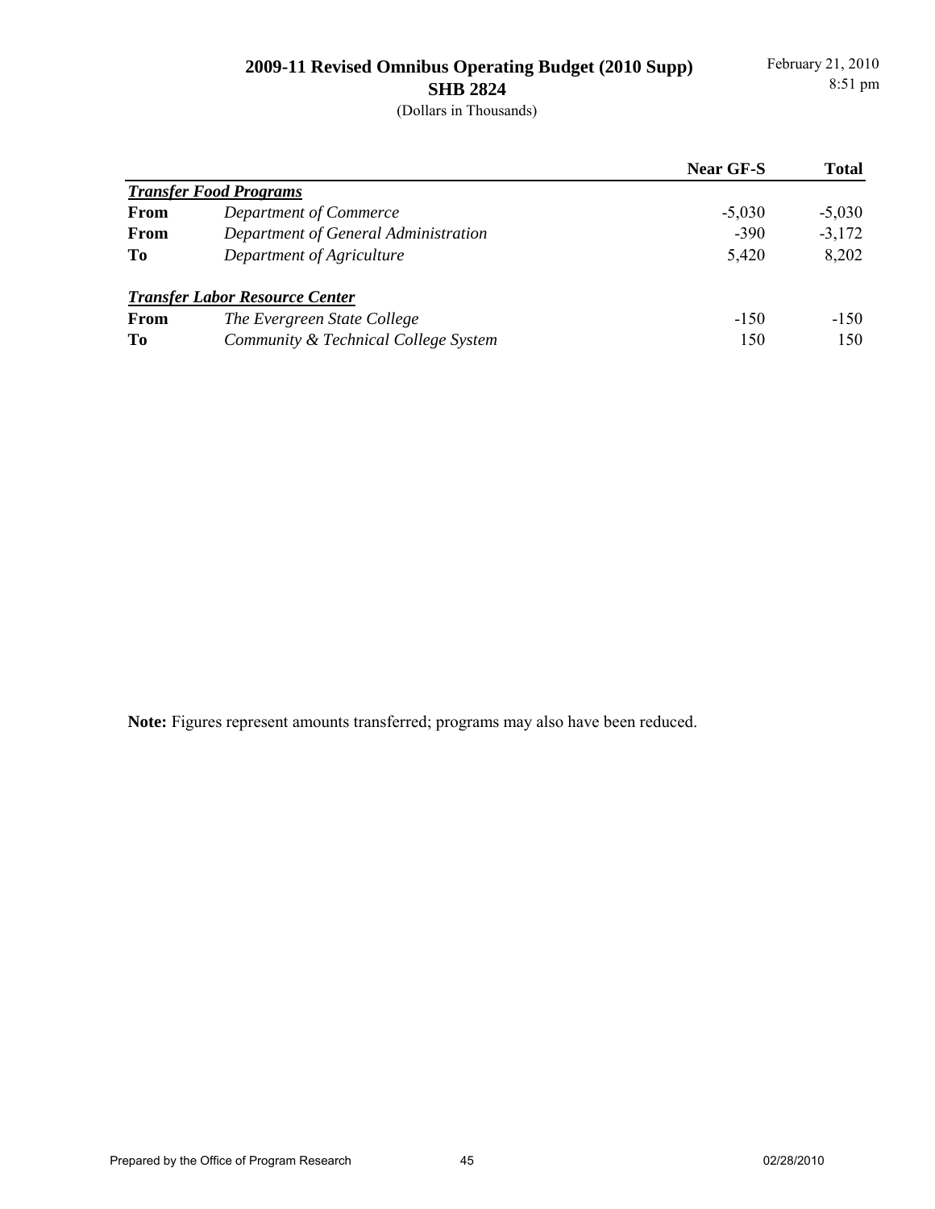# 2009-11 Revised Omnibus Operating Budget (2010 Supp)
## SHB 2824
(Dollars in Thousands)

February 21, 2010
8:51 pm

| | | Near GF-S | Total |
|---|---|---|---|
| ***Transfer Food Programs*** | | | |
| **From** | *Department of Commerce* | -5,030 | -5,030 |
| **From** | *Department of General Administration* | -390 | -3,172 |
| **To** | *Department of Agriculture* | 5,420 | 8,202 |
| ***Transfer Labor Resource Center*** | | | |
| **From** | *The Evergreen State College* | -150 | -150 |
| **To** | *Community & Technical College System* | 150 | 150 |

**Note:** Figures represent amounts transferred; programs may also have been reduced.

Prepared by the Office of Program Research 02/28/2010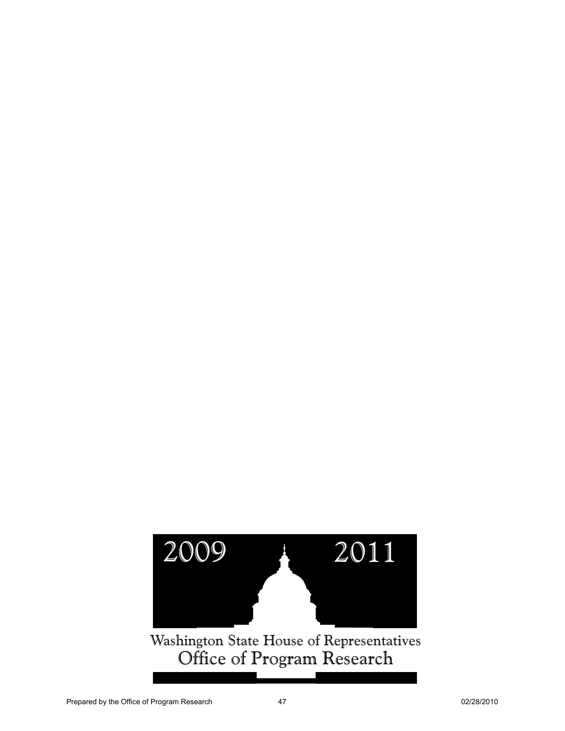2009 2011

Washington State House of Representatives
Office of Program Research